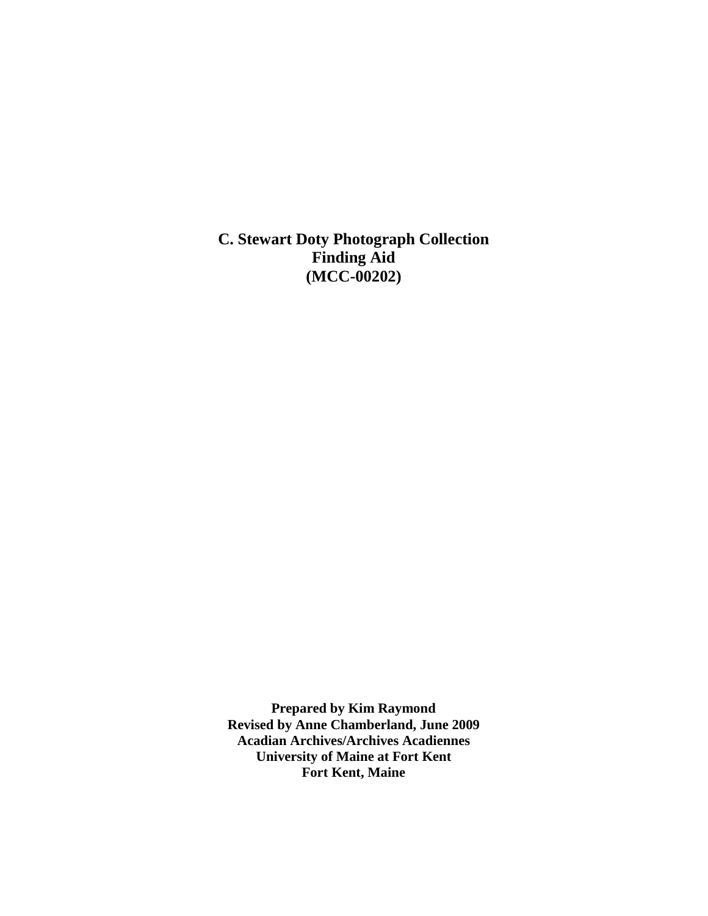# C. Stewart Doty Photograph Collection
# Finding Aid
# (MCC-00202)

**Prepared by Kim Raymond**
**Revised by Anne Chamberland, June 2009**
**Acadian Archives/Archives Acadiennes**
**University of Maine at Fort Kent**
**Fort Kent, Maine**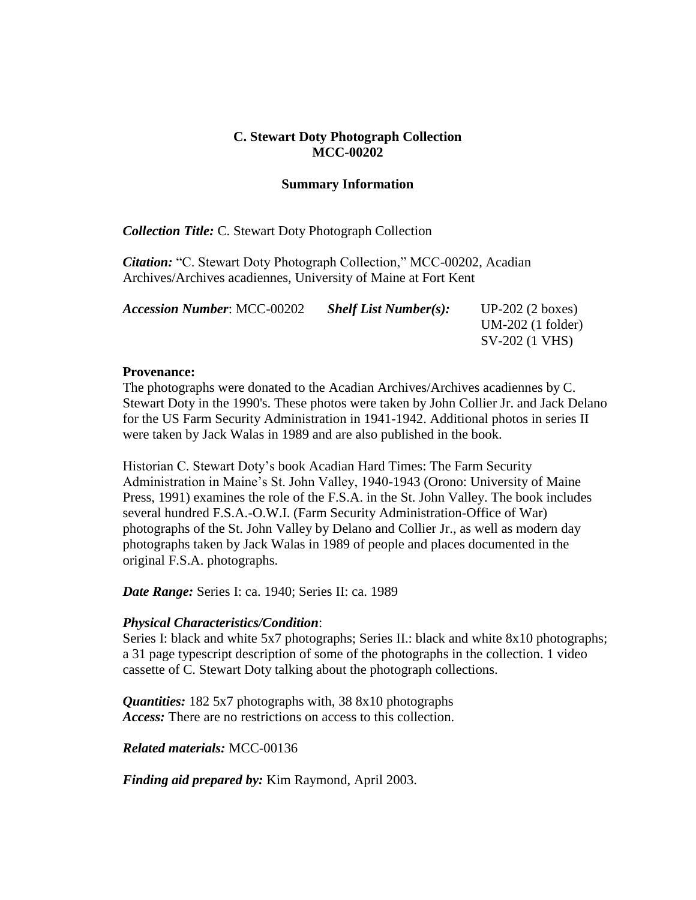**C. Stewart Doty Photograph Collection**
**MCC-00202**

**Summary Information**

***Collection Title:*** C. Stewart Doty Photograph Collection

***Citation:*** "C. Stewart Doty Photograph Collection," MCC-00202, Acadian Archives/Archives acadiennes, University of Maine at Fort Kent

***Accession Number***: MCC-00202 ***Shelf List Number(s):*** UP-202 (2 boxes)
UM-202 (1 folder)
SV-202 (1 VHS)

**Provenance:**
The photographs were donated to the Acadian Archives/Archives acadiennes by C. Stewart Doty in the 1990's. These photos were taken by John Collier Jr. and Jack Delano for the US Farm Security Administration in 1941-1942. Additional photos in series II were taken by Jack Walas in 1989 and are also published in the book.

Historian C. Stewart Doty's book Acadian Hard Times: The Farm Security Administration in Maine's St. John Valley, 1940-1943 (Orono: University of Maine Press, 1991) examines the role of the F.S.A. in the St. John Valley. The book includes several hundred F.S.A.-O.W.I. (Farm Security Administration-Office of War) photographs of the St. John Valley by Delano and Collier Jr., as well as modern day photographs taken by Jack Walas in 1989 of people and places documented in the original F.S.A. photographs.

***Date Range:*** Series I: ca. 1940; Series II: ca. 1989

***Physical Characteristics/Condition***:
Series I: black and white 5x7 photographs; Series II.: black and white 8x10 photographs; a 31 page typescript description of some of the photographs in the collection. 1 video cassette of C. Stewart Doty talking about the photograph collections.

***Quantities:*** 182 5x7 photographs with, 38 8x10 photographs
***Access:*** There are no restrictions on access to this collection.

***Related materials:*** MCC-00136

***Finding aid prepared by:*** Kim Raymond, April 2003.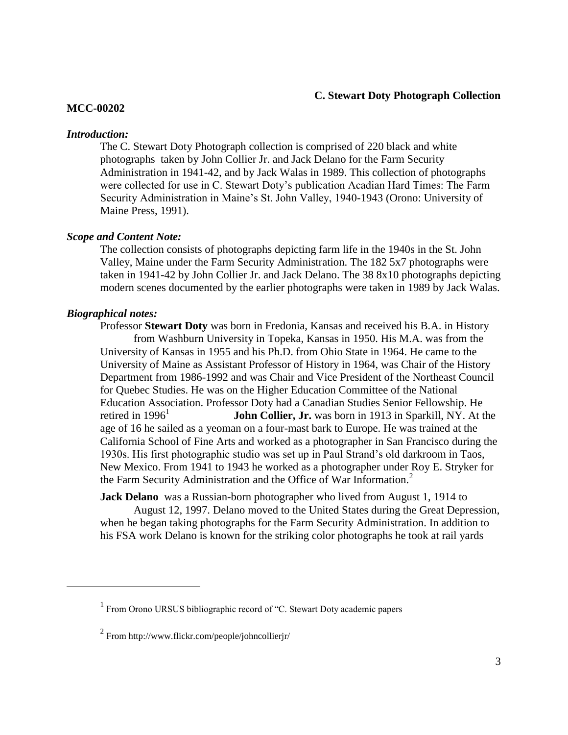**C. Stewart Doty Photograph Collection**

**MCC-00202**

***Introduction:***

The C. Stewart Doty Photograph collection is comprised of 220 black and white photographs taken by John Collier Jr. and Jack Delano for the Farm Security Administration in 1941-42, and by Jack Walas in 1989. This collection of photographs were collected for use in C. Stewart Doty's publication Acadian Hard Times: The Farm Security Administration in Maine's St. John Valley, 1940-1943 (Orono: University of Maine Press, 1991).

***Scope and Content Note:***

The collection consists of photographs depicting farm life in the 1940s in the St. John Valley, Maine under the Farm Security Administration. The 182 5x7 photographs were taken in 1941-42 by John Collier Jr. and Jack Delano. The 38 8x10 photographs depicting modern scenes documented by the earlier photographs were taken in 1989 by Jack Walas.

***Biographical notes:***

Professor **Stewart Doty** was born in Fredonia, Kansas and received his B.A. in History from Washburn University in Topeka, Kansas in 1950. His M.A. was from the University of Kansas in 1955 and his Ph.D. from Ohio State in 1964. He came to the University of Maine as Assistant Professor of History in 1964, was Chair of the History Department from 1986-1992 and was Chair and Vice President of the Northeast Council for Quebec Studies. He was on the Higher Education Committee of the National Education Association. Professor Doty had a Canadian Studies Senior Fellowship. He retired in 1996[1] **John Collier, Jr.** was born in 1913 in Sparkill, NY. At the age of 16 he sailed as a yeoman on a four-mast bark to Europe. He was trained at the California School of Fine Arts and worked as a photographer in San Francisco during the 1930s. His first photographic studio was set up in Paul Strand's old darkroom in Taos, New Mexico. From 1941 to 1943 he worked as a photographer under Roy E. Stryker for the Farm Security Administration and the Office of War Information.[2]

**Jack Delano** was a Russian-born photographer who lived from August 1, 1914 to August 12, 1997. Delano moved to the United States during the Great Depression, when he began taking photographs for the Farm Security Administration. In addition to his FSA work Delano is known for the striking color photographs he took at rail yards

---

[1] From Orono URSUS bibliographic record of "C. Stewart Doty academic papers

[2] From http://www.flickr.com/people/johncollierjr/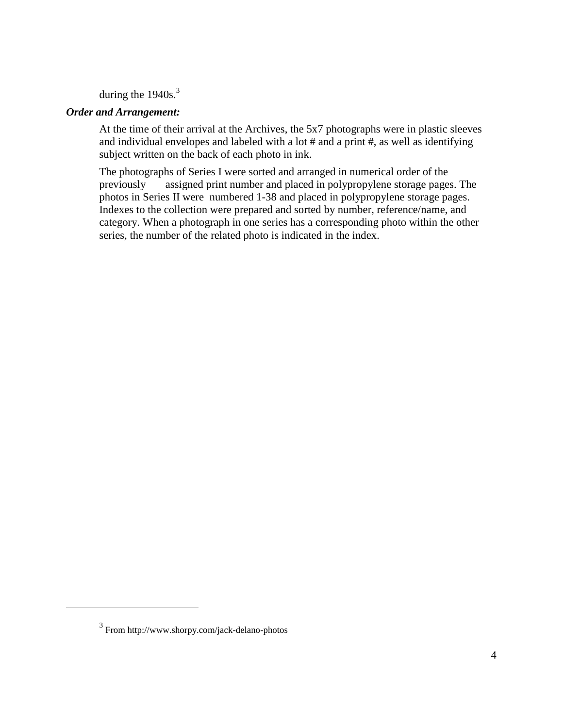during the 1940s.[3]

***Order and Arrangement:***

At the time of their arrival at the Archives, the 5x7 photographs were in plastic sleeves and individual envelopes and labeled with a lot # and a print #, as well as identifying subject written on the back of each photo in ink.

The photographs of Series I were sorted and arranged in numerical order of the previously assigned print number and placed in polypropylene storage pages. The photos in Series II were numbered 1-38 and placed in polypropylene storage pages. Indexes to the collection were prepared and sorted by number, reference/name, and category. When a photograph in one series has a corresponding photo within the other series, the number of the related photo is indicated in the index.

---

[3] From http://www.shorpy.com/jack-delano-photos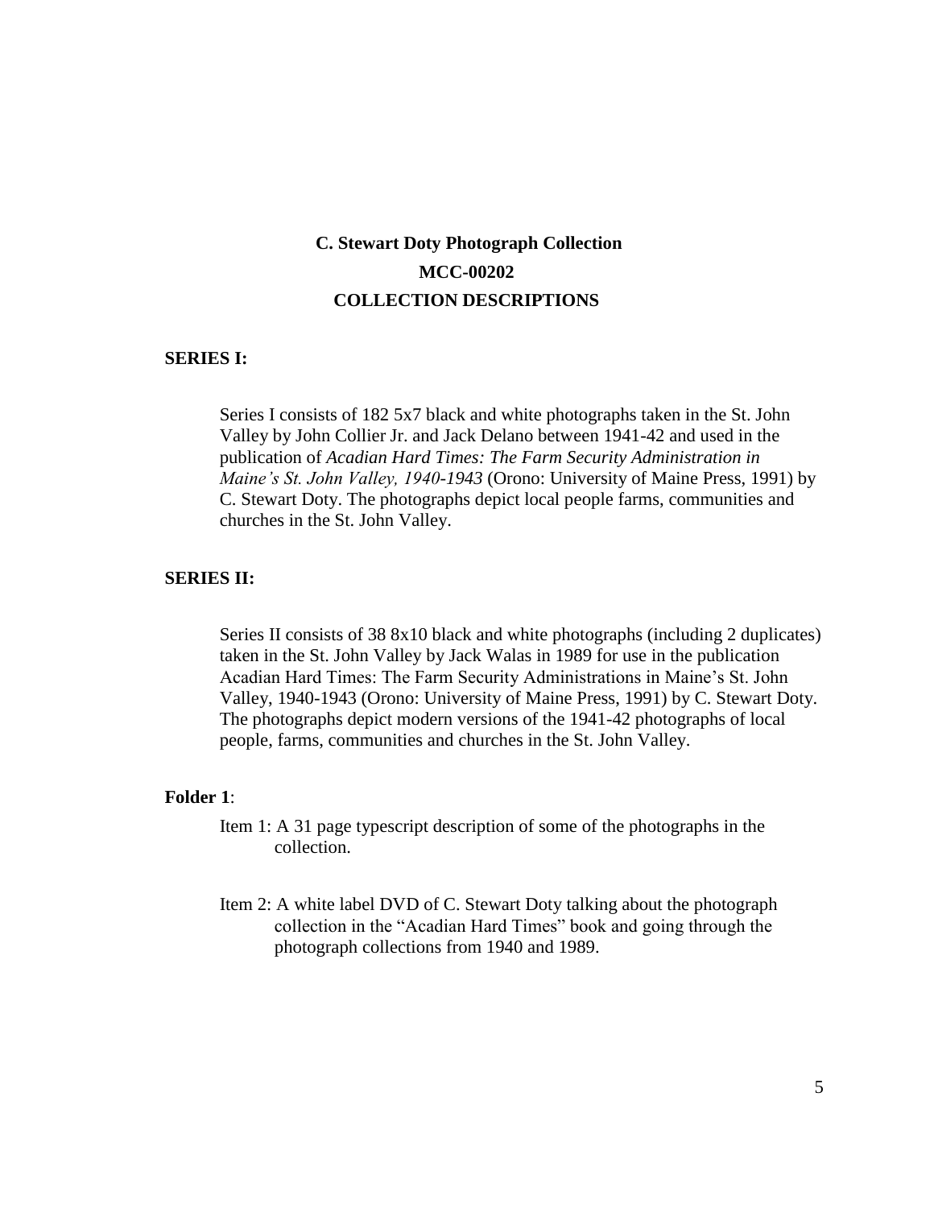# C. Stewart Doty Photograph Collection

# MCC-00202

# COLLECTION DESCRIPTIONS

**SERIES I:**

Series I consists of 182 5x7 black and white photographs taken in the St. John Valley by John Collier Jr. and Jack Delano between 1941-42 and used in the publication of *Acadian Hard Times: The Farm Security Administration in Maine's St. John Valley, 1940-1943* (Orono: University of Maine Press, 1991) by C. Stewart Doty. The photographs depict local people farms, communities and churches in the St. John Valley.

**SERIES II:**

Series II consists of 38 8x10 black and white photographs (including 2 duplicates) taken in the St. John Valley by Jack Walas in 1989 for use in the publication Acadian Hard Times: The Farm Security Administrations in Maine's St. John Valley, 1940-1943 (Orono: University of Maine Press, 1991) by C. Stewart Doty. The photographs depict modern versions of the 1941-42 photographs of local people, farms, communities and churches in the St. John Valley.

**Folder 1**:

Item 1: A 31 page typescript description of some of the photographs in the collection.

Item 2: A white label DVD of C. Stewart Doty talking about the photograph collection in the "Acadian Hard Times" book and going through the photograph collections from 1940 and 1989.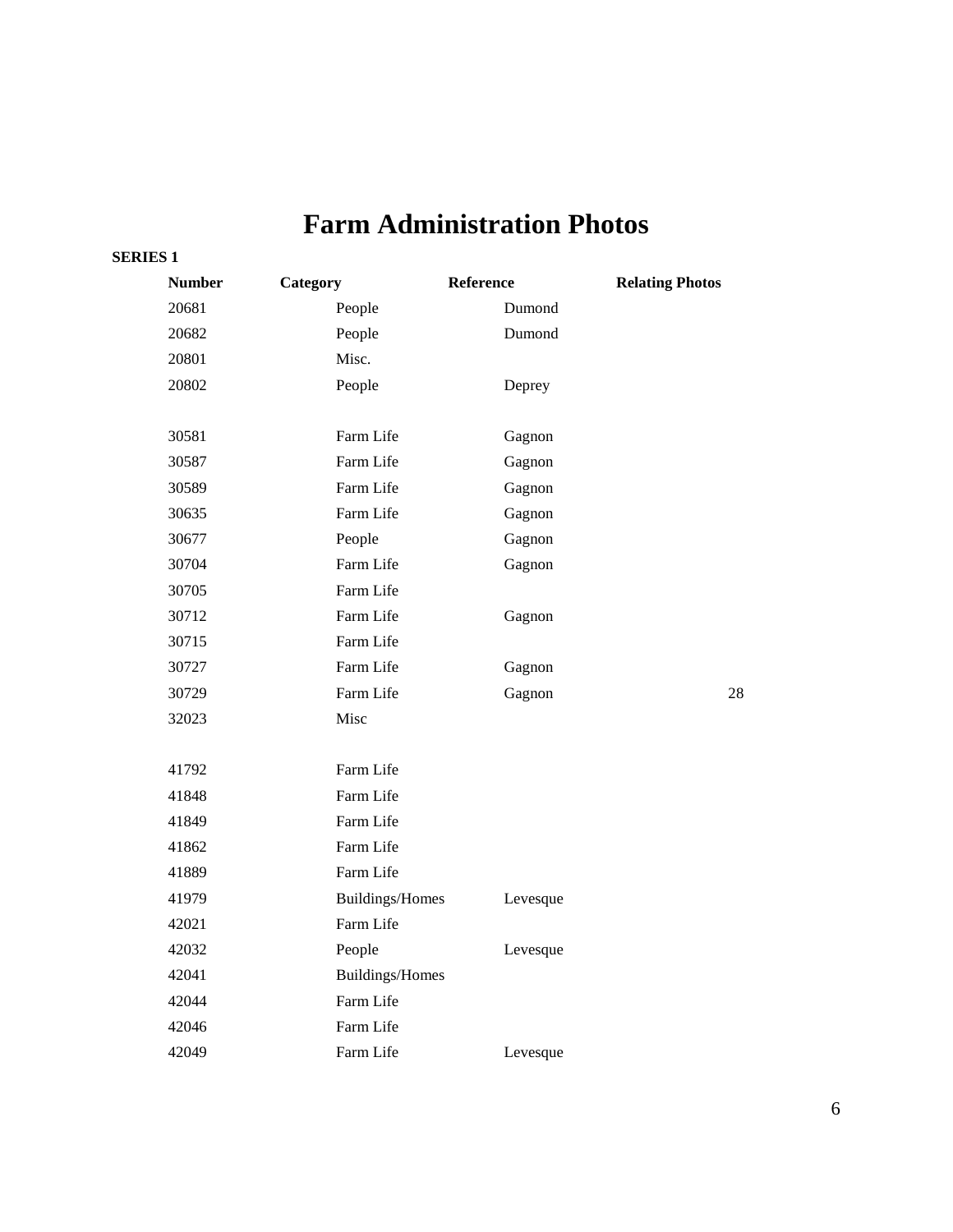# Farm Administration Photos

**SERIES 1**

| Number | Category | Reference | Relating Photos |
|---|---|---|---|
| 20681 | People | Dumond | |
| 20682 | People | Dumond | |
| 20801 | Misc. | | |
| 20802 | People | Deprey | |
| | | | |
| 30581 | Farm Life | Gagnon | |
| 30587 | Farm Life | Gagnon | |
| 30589 | Farm Life | Gagnon | |
| 30635 | Farm Life | Gagnon | |
| 30677 | People | Gagnon | |
| 30704 | Farm Life | Gagnon | |
| 30705 | Farm Life | | |
| 30712 | Farm Life | Gagnon | |
| 30715 | Farm Life | | |
| 30727 | Farm Life | Gagnon | |
| 30729 | Farm Life | Gagnon | 28 |
| 32023 | Misc | | |
| | | | |
| 41792 | Farm Life | | |
| 41848 | Farm Life | | |
| 41849 | Farm Life | | |
| 41862 | Farm Life | | |
| 41889 | Farm Life | | |
| 41979 | Buildings/Homes | Levesque | |
| 42021 | Farm Life | | |
| 42032 | People | Levesque | |
| 42041 | Buildings/Homes | | |
| 42044 | Farm Life | | |
| 42046 | Farm Life | | |
| 42049 | Farm Life | Levesque | |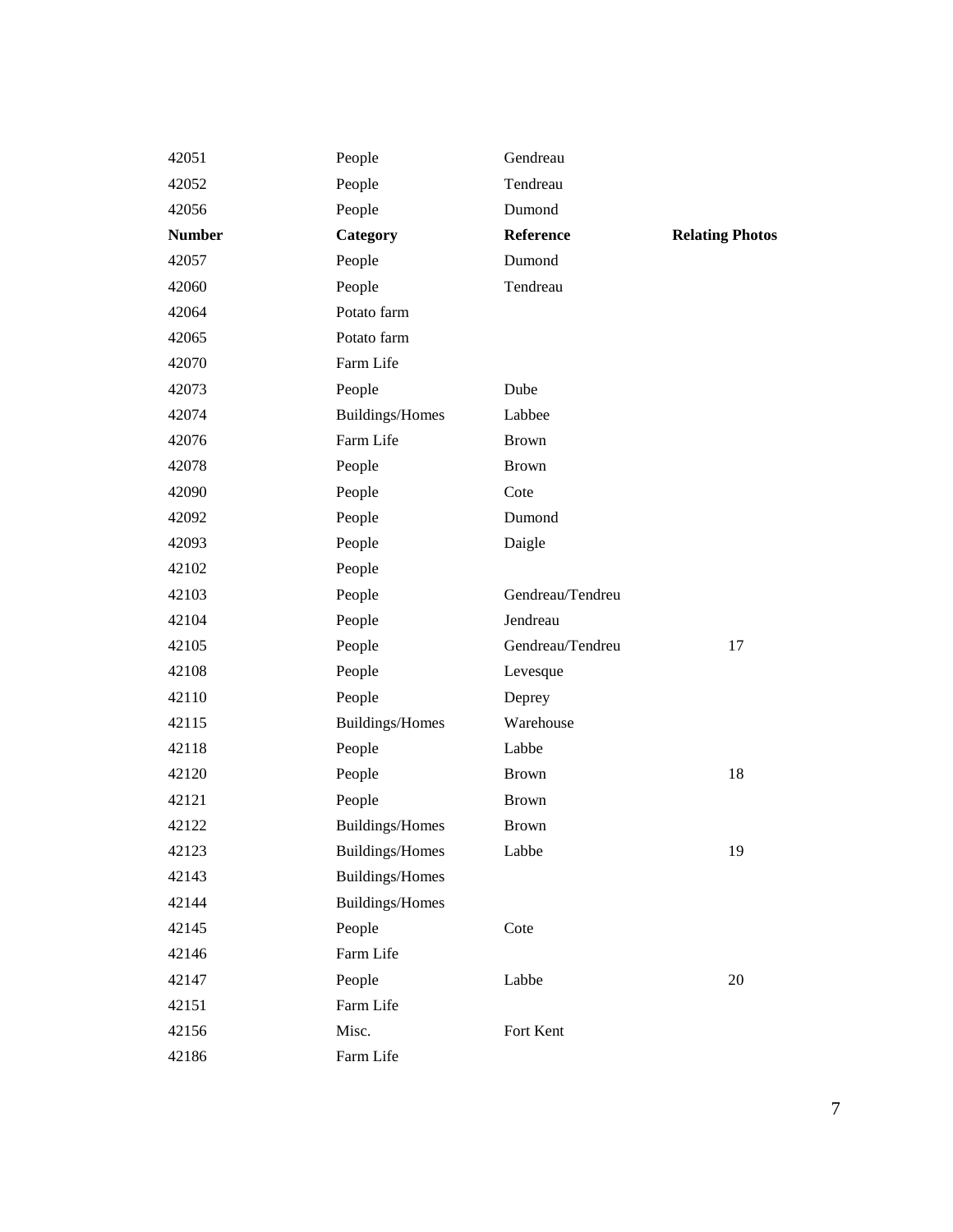| Number | Category | Reference | Relating Photos |
|---|---|---|---|
| 42051 | People | Gendreau | |
| 42052 | People | Tendreau | |
| 42056 | People | Dumond | |
| 42057 | People | Dumond | |
| 42060 | People | Tendreau | |
| 42064 | Potato farm | | |
| 42065 | Potato farm | | |
| 42070 | Farm Life | | |
| 42073 | People | Dube | |
| 42074 | Buildings/Homes | Labbee | |
| 42076 | Farm Life | Brown | |
| 42078 | People | Brown | |
| 42090 | People | Cote | |
| 42092 | People | Dumond | |
| 42093 | People | Daigle | |
| 42102 | People | | |
| 42103 | People | Gendreau/Tendreu | |
| 42104 | People | Jendreau | |
| 42105 | People | Gendreau/Tendreu | 17 |
| 42108 | People | Levesque | |
| 42110 | People | Deprey | |
| 42115 | Buildings/Homes | Warehouse | |
| 42118 | People | Labbe | |
| 42120 | People | Brown | 18 |
| 42121 | People | Brown | |
| 42122 | Buildings/Homes | Brown | |
| 42123 | Buildings/Homes | Labbe | 19 |
| 42143 | Buildings/Homes | | |
| 42144 | Buildings/Homes | | |
| 42145 | People | Cote | |
| 42146 | Farm Life | | |
| 42147 | People | Labbe | 20 |
| 42151 | Farm Life | | |
| 42156 | Misc. | Fort Kent | |
| 42186 | Farm Life | | |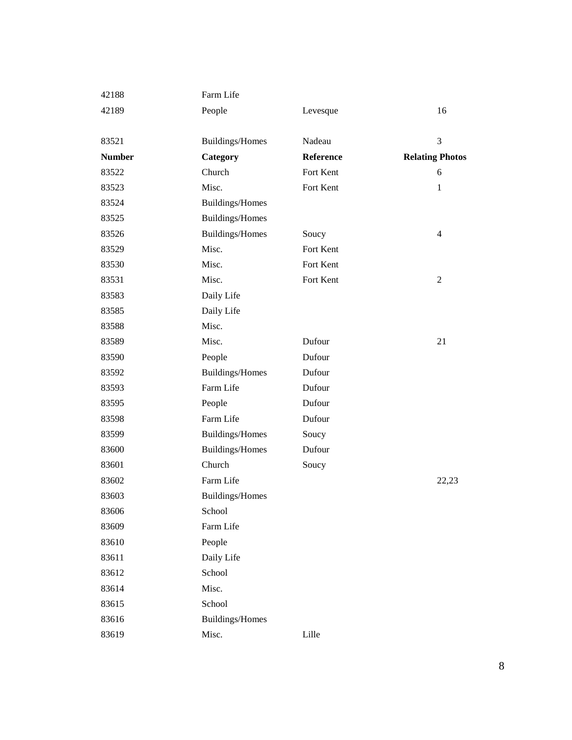| 42188 | Farm Life | | |
|---|---|---|---|
| 42189 | People | Levesque | 16 |
| | | | |
| 83521 | Buildings/Homes | Nadeau | 3 |
| **Number** | **Category** | **Reference** | **Relating Photos** |
| 83522 | Church | Fort Kent | 6 |
| 83523 | Misc. | Fort Kent | 1 |
| 83524 | Buildings/Homes | | |
| 83525 | Buildings/Homes | | |
| 83526 | Buildings/Homes | Soucy | 4 |
| 83529 | Misc. | Fort Kent | |
| 83530 | Misc. | Fort Kent | |
| 83531 | Misc. | Fort Kent | 2 |
| 83583 | Daily Life | | |
| 83585 | Daily Life | | |
| 83588 | Misc. | | |
| 83589 | Misc. | Dufour | 21 |
| 83590 | People | Dufour | |
| 83592 | Buildings/Homes | Dufour | |
| 83593 | Farm Life | Dufour | |
| 83595 | People | Dufour | |
| 83598 | Farm Life | Dufour | |
| 83599 | Buildings/Homes | Soucy | |
| 83600 | Buildings/Homes | Dufour | |
| 83601 | Church | Soucy | |
| 83602 | Farm Life | | 22,23 |
| 83603 | Buildings/Homes | | |
| 83606 | School | | |
| 83609 | Farm Life | | |
| 83610 | People | | |
| 83611 | Daily Life | | |
| 83612 | School | | |
| 83614 | Misc. | | |
| 83615 | School | | |
| 83616 | Buildings/Homes | | |
| 83619 | Misc. | Lille | |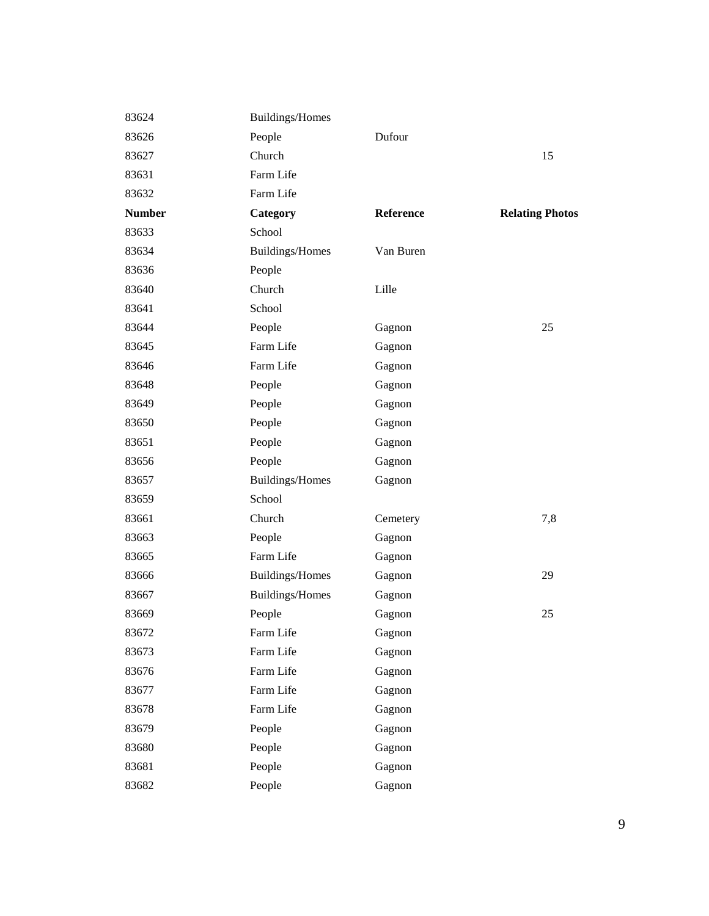| Number | Category | Reference | Relating Photos |
|---|---|---|---|
| 83624 | Buildings/Homes | | |
| 83626 | People | Dufour | |
| 83627 | Church | | 15 |
| 83631 | Farm Life | | |
| 83632 | Farm Life | | |
| 83633 | School | | |
| 83634 | Buildings/Homes | Van Buren | |
| 83636 | People | | |
| 83640 | Church | Lille | |
| 83641 | School | | |
| 83644 | People | Gagnon | 25 |
| 83645 | Farm Life | Gagnon | |
| 83646 | Farm Life | Gagnon | |
| 83648 | People | Gagnon | |
| 83649 | People | Gagnon | |
| 83650 | People | Gagnon | |
| 83651 | People | Gagnon | |
| 83656 | People | Gagnon | |
| 83657 | Buildings/Homes | Gagnon | |
| 83659 | School | | |
| 83661 | Church | Cemetery | 7,8 |
| 83663 | People | Gagnon | |
| 83665 | Farm Life | Gagnon | |
| 83666 | Buildings/Homes | Gagnon | 29 |
| 83667 | Buildings/Homes | Gagnon | |
| 83669 | People | Gagnon | 25 |
| 83672 | Farm Life | Gagnon | |
| 83673 | Farm Life | Gagnon | |
| 83676 | Farm Life | Gagnon | |
| 83677 | Farm Life | Gagnon | |
| 83678 | Farm Life | Gagnon | |
| 83679 | People | Gagnon | |
| 83680 | People | Gagnon | |
| 83681 | People | Gagnon | |
| 83682 | People | Gagnon | |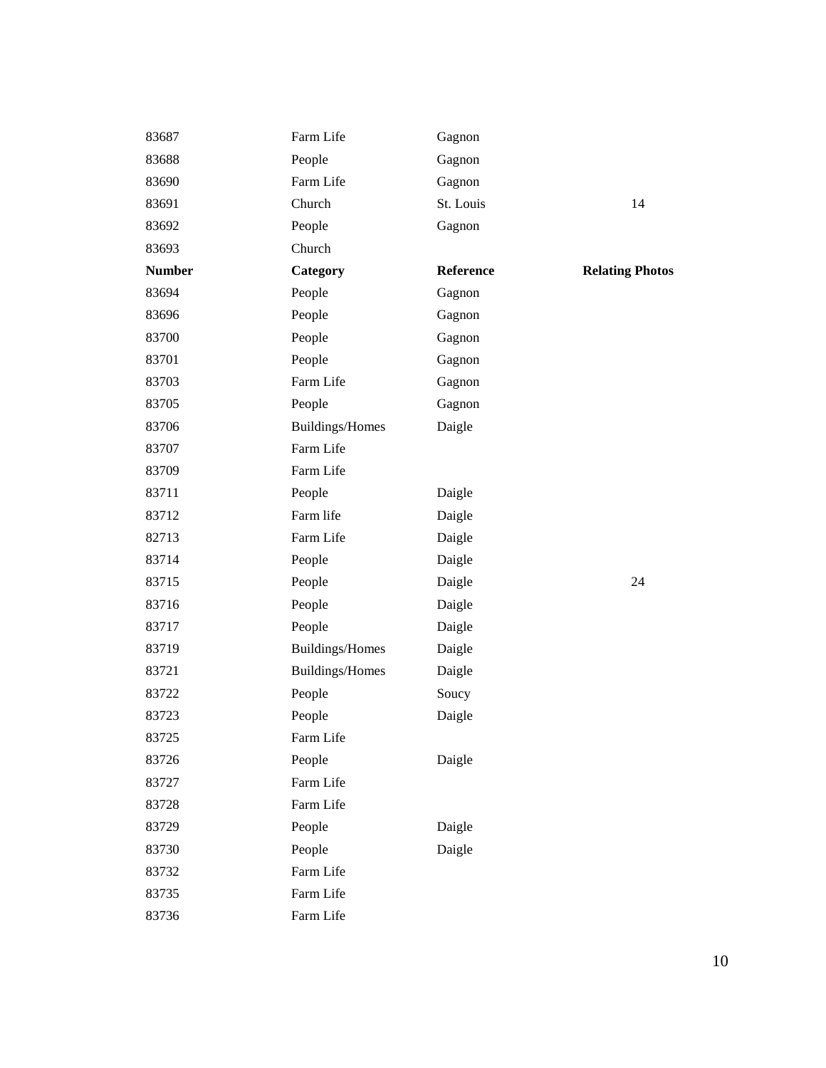| 83687 | Farm Life | Gagnon | |
|---|---|---|---|
| 83688 | People | Gagnon | |
| 83690 | Farm Life | Gagnon | |
| 83691 | Church | St. Louis | 14 |
| 83692 | People | Gagnon | |
| 83693 | Church | | |
| **Number** | **Category** | **Reference** | **Relating Photos** |
| 83694 | People | Gagnon | |
| 83696 | People | Gagnon | |
| 83700 | People | Gagnon | |
| 83701 | People | Gagnon | |
| 83703 | Farm Life | Gagnon | |
| 83705 | People | Gagnon | |
| 83706 | Buildings/Homes | Daigle | |
| 83707 | Farm Life | | |
| 83709 | Farm Life | | |
| 83711 | People | Daigle | |
| 83712 | Farm life | Daigle | |
| 82713 | Farm Life | Daigle | |
| 83714 | People | Daigle | |
| 83715 | People | Daigle | 24 |
| 83716 | People | Daigle | |
| 83717 | People | Daigle | |
| 83719 | Buildings/Homes | Daigle | |
| 83721 | Buildings/Homes | Daigle | |
| 83722 | People | Soucy | |
| 83723 | People | Daigle | |
| 83725 | Farm Life | | |
| 83726 | People | Daigle | |
| 83727 | Farm Life | | |
| 83728 | Farm Life | | |
| 83729 | People | Daigle | |
| 83730 | People | Daigle | |
| 83732 | Farm Life | | |
| 83735 | Farm Life | | |
| 83736 | Farm Life | | |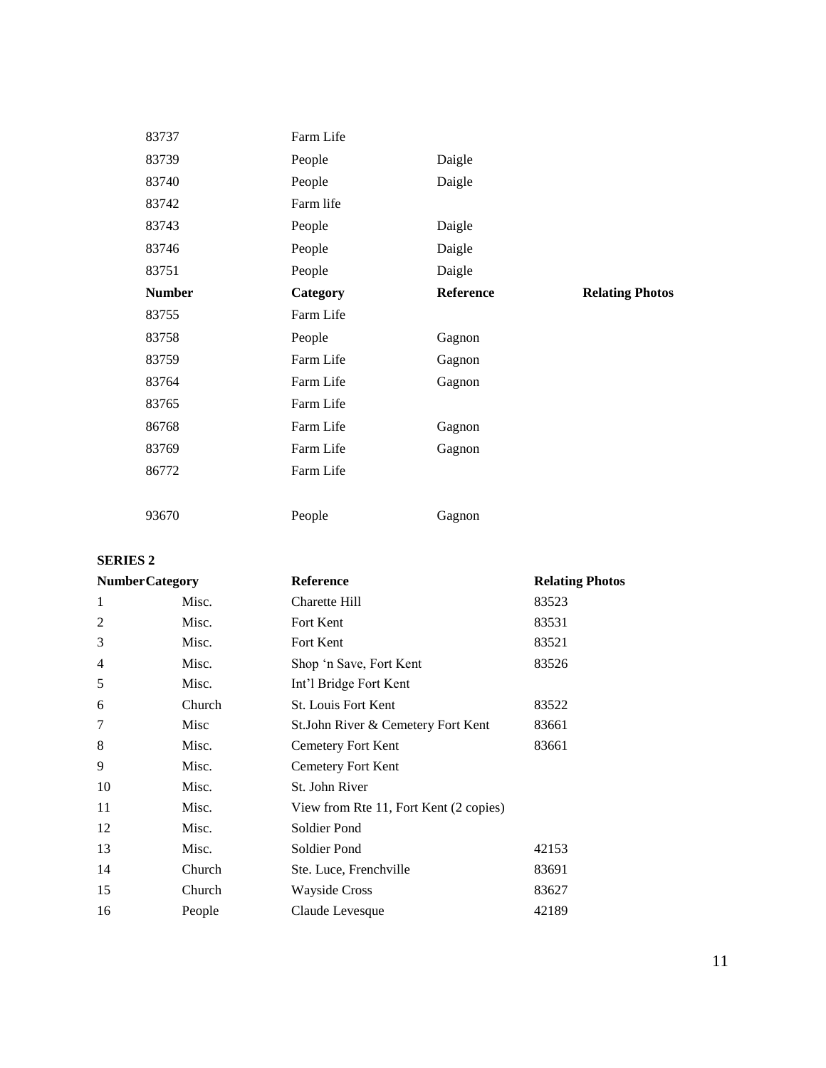| | | | |
|---|---|---|---|
| 83737 | Farm Life | | |
| 83739 | People | Daigle | |
| 83740 | People | Daigle | |
| 83742 | Farm life | | |
| 83743 | People | Daigle | |
| 83746 | People | Daigle | |
| 83751 | People | Daigle | |
| **Number** | **Category** | **Reference** | **Relating Photos** |
| 83755 | Farm Life | | |
| 83758 | People | Gagnon | |
| 83759 | Farm Life | Gagnon | |
| 83764 | Farm Life | Gagnon | |
| 83765 | Farm Life | | |
| 86768 | Farm Life | Gagnon | |
| 83769 | Farm Life | Gagnon | |
| 86772 | Farm Life | | |
| 93670 | People | Gagnon | |

**SERIES 2**

| Number | Category | Reference | Relating Photos |
|---|---|---|---|
| 1 | Misc. | Charette Hill | 83523 |
| 2 | Misc. | Fort Kent | 83531 |
| 3 | Misc. | Fort Kent | 83521 |
| 4 | Misc. | Shop 'n Save, Fort Kent | 83526 |
| 5 | Misc. | Int'l Bridge Fort Kent | |
| 6 | Church | St. Louis Fort Kent | 83522 |
| 7 | Misc | St.John River & Cemetery Fort Kent | 83661 |
| 8 | Misc. | Cemetery Fort Kent | 83661 |
| 9 | Misc. | Cemetery Fort Kent | |
| 10 | Misc. | St. John River | |
| 11 | Misc. | View from Rte 11, Fort Kent (2 copies) | |
| 12 | Misc. | Soldier Pond | |
| 13 | Misc. | Soldier Pond | 42153 |
| 14 | Church | Ste. Luce, Frenchville | 83691 |
| 15 | Church | Wayside Cross | 83627 |
| 16 | People | Claude Levesque | 42189 |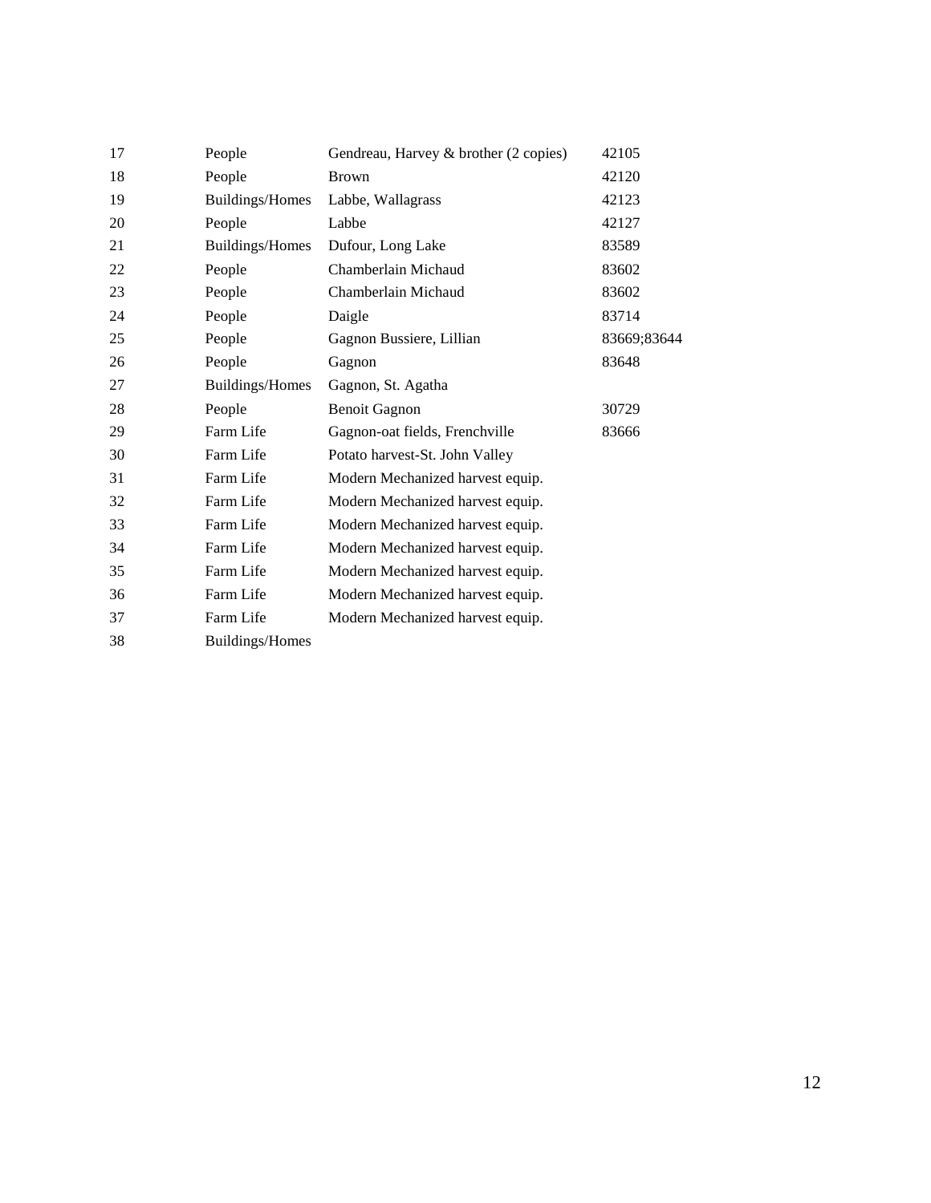| 17 | People | Gendreau, Harvey & brother (2 copies) | 42105 |
|---|---|---|---|
| 18 | People | Brown | 42120 |
| 19 | Buildings/Homes | Labbe, Wallagrass | 42123 |
| 20 | People | Labbe | 42127 |
| 21 | Buildings/Homes | Dufour, Long Lake | 83589 |
| 22 | People | Chamberlain Michaud | 83602 |
| 23 | People | Chamberlain Michaud | 83602 |
| 24 | People | Daigle | 83714 |
| 25 | People | Gagnon Bussiere, Lillian | 83669;83644 |
| 26 | People | Gagnon | 83648 |
| 27 | Buildings/Homes | Gagnon, St. Agatha | |
| 28 | People | Benoit Gagnon | 30729 |
| 29 | Farm Life | Gagnon-oat fields, Frenchville | 83666 |
| 30 | Farm Life | Potato harvest-St. John Valley | |
| 31 | Farm Life | Modern Mechanized harvest equip. | |
| 32 | Farm Life | Modern Mechanized harvest equip. | |
| 33 | Farm Life | Modern Mechanized harvest equip. | |
| 34 | Farm Life | Modern Mechanized harvest equip. | |
| 35 | Farm Life | Modern Mechanized harvest equip. | |
| 36 | Farm Life | Modern Mechanized harvest equip. | |
| 37 | Farm Life | Modern Mechanized harvest equip. | |
| 38 | Buildings/Homes | | |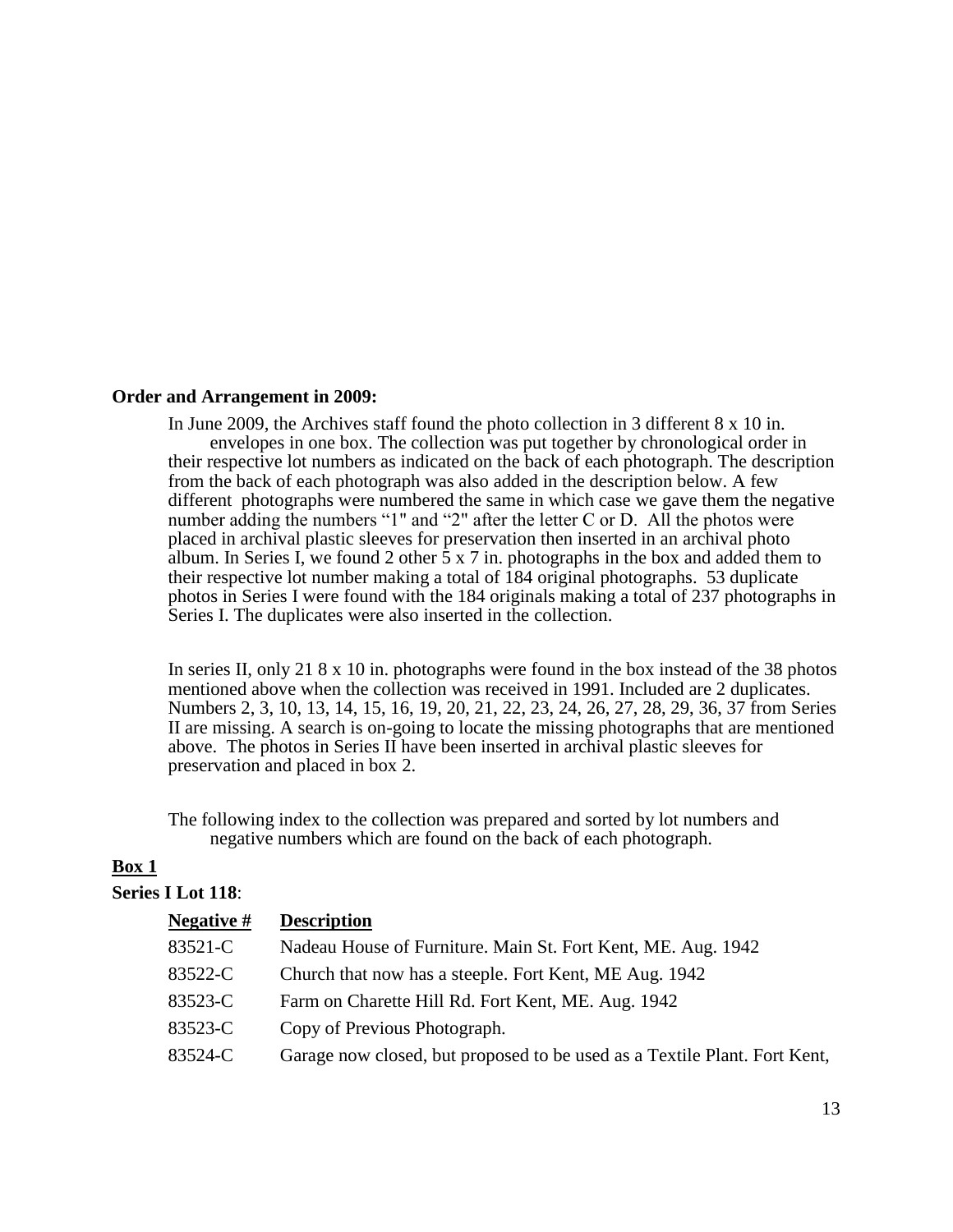**Order and Arrangement in 2009:**

In June 2009, the Archives staff found the photo collection in 3 different 8 x 10 in. envelopes in one box. The collection was put together by chronological order in their respective lot numbers as indicated on the back of each photograph. The description from the back of each photograph was also added in the description below. A few different photographs were numbered the same in which case we gave them the negative number adding the numbers "1" and "2" after the letter C or D. All the photos were placed in archival plastic sleeves for preservation then inserted in an archival photo album. In Series I, we found 2 other 5 x 7 in. photographs in the box and added them to their respective lot number making a total of 184 original photographs. 53 duplicate photos in Series I were found with the 184 originals making a total of 237 photographs in Series I. The duplicates were also inserted in the collection.

In series II, only 21 8 x 10 in. photographs were found in the box instead of the 38 photos mentioned above when the collection was received in 1991. Included are 2 duplicates. Numbers 2, 3, 10, 13, 14, 15, 16, 19, 20, 21, 22, 23, 24, 26, 27, 28, 29, 36, 37 from Series II are missing. A search is on-going to locate the missing photographs that are mentioned above. The photos in Series II have been inserted in archival plastic sleeves for preservation and placed in box 2.

The following index to the collection was prepared and sorted by lot numbers and negative numbers which are found on the back of each photograph.

**Box 1**

**Series I Lot 118**:

| Negative # | Description |
|---|---|
| 83521-C | Nadeau House of Furniture. Main St. Fort Kent, ME. Aug. 1942 |
| 83522-C | Church that now has a steeple. Fort Kent, ME Aug. 1942 |
| 83523-C | Farm on Charette Hill Rd. Fort Kent, ME. Aug. 1942 |
| 83523-C | Copy of Previous Photograph. |
| 83524-C | Garage now closed, but proposed to be used as a Textile Plant. Fort Kent, |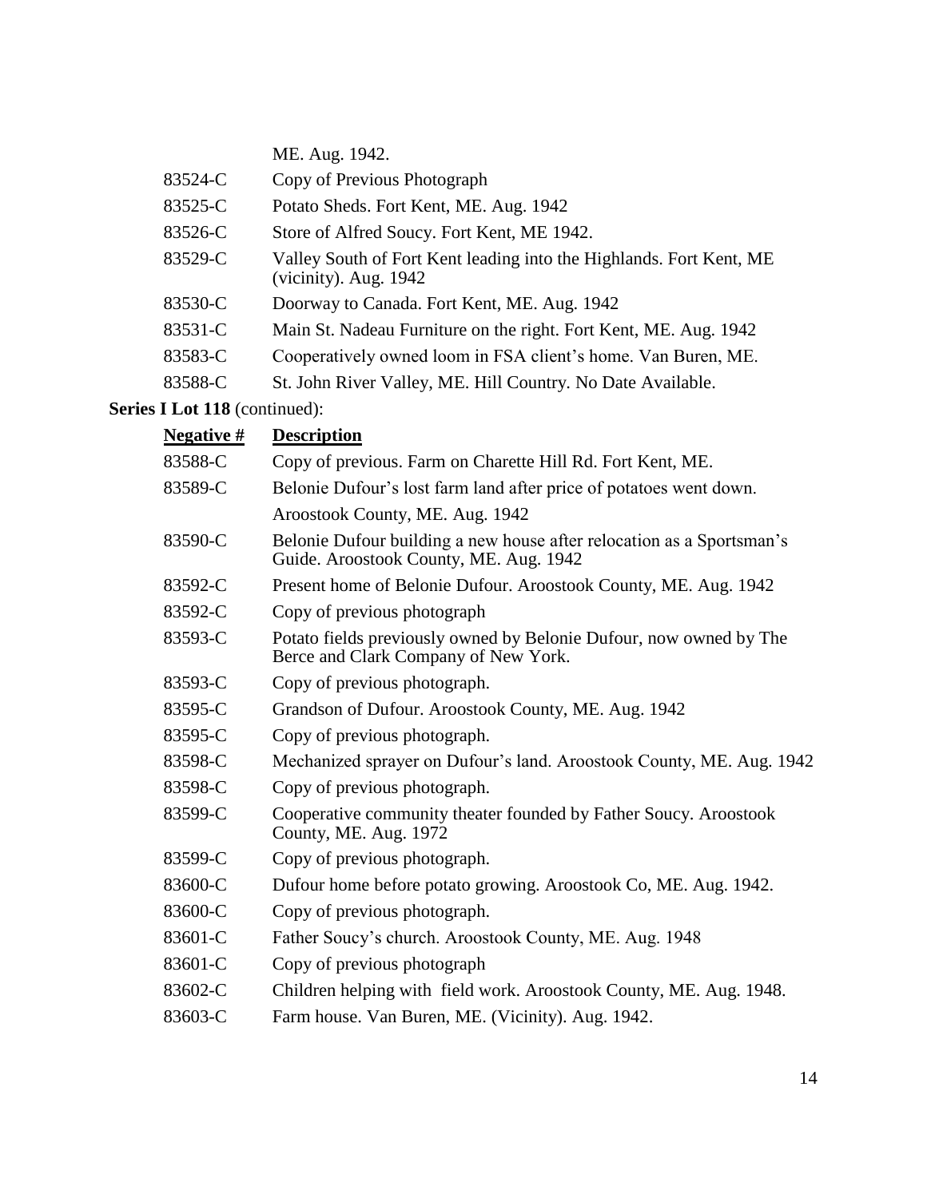| | |
|---|---|
| | ME. Aug. 1942. |
| 83524-C | Copy of Previous Photograph |
| 83525-C | Potato Sheds. Fort Kent, ME. Aug. 1942 |
| 83526-C | Store of Alfred Soucy. Fort Kent, ME 1942. |
| 83529-C | Valley South of Fort Kent leading into the Highlands. Fort Kent, ME (vicinity). Aug. 1942 |
| 83530-C | Doorway to Canada. Fort Kent, ME. Aug. 1942 |
| 83531-C | Main St. Nadeau Furniture on the right. Fort Kent, ME. Aug. 1942 |
| 83583-C | Cooperatively owned loom in FSA client's home. Van Buren, ME. |
| 83588-C | St. John River Valley, ME. Hill Country. No Date Available. |

**Series I Lot 118** (continued):

| **Negative #** | **Description** |
|---|---|
| 83588-C | Copy of previous. Farm on Charette Hill Rd. Fort Kent, ME. |
| 83589-C | Belonie Dufour's lost farm land after price of potatoes went down. Aroostook County, ME. Aug. 1942 |
| 83590-C | Belonie Dufour building a new house after relocation as a Sportsman's Guide. Aroostook County, ME. Aug. 1942 |
| 83592-C | Present home of Belonie Dufour. Aroostook County, ME. Aug. 1942 |
| 83592-C | Copy of previous photograph |
| 83593-C | Potato fields previously owned by Belonie Dufour, now owned by The Berce and Clark Company of New York. |
| 83593-C | Copy of previous photograph. |
| 83595-C | Grandson of Dufour. Aroostook County, ME. Aug. 1942 |
| 83595-C | Copy of previous photograph. |
| 83598-C | Mechanized sprayer on Dufour's land. Aroostook County, ME. Aug. 1942 |
| 83598-C | Copy of previous photograph. |
| 83599-C | Cooperative community theater founded by Father Soucy. Aroostook County, ME. Aug. 1972 |
| 83599-C | Copy of previous photograph. |
| 83600-C | Dufour home before potato growing. Aroostook Co, ME. Aug. 1942. |
| 83600-C | Copy of previous photograph. |
| 83601-C | Father Soucy's church. Aroostook County, ME. Aug. 1948 |
| 83601-C | Copy of previous photograph |
| 83602-C | Children helping with field work. Aroostook County, ME. Aug. 1948. |
| 83603-C | Farm house. Van Buren, ME. (Vicinity). Aug. 1942. |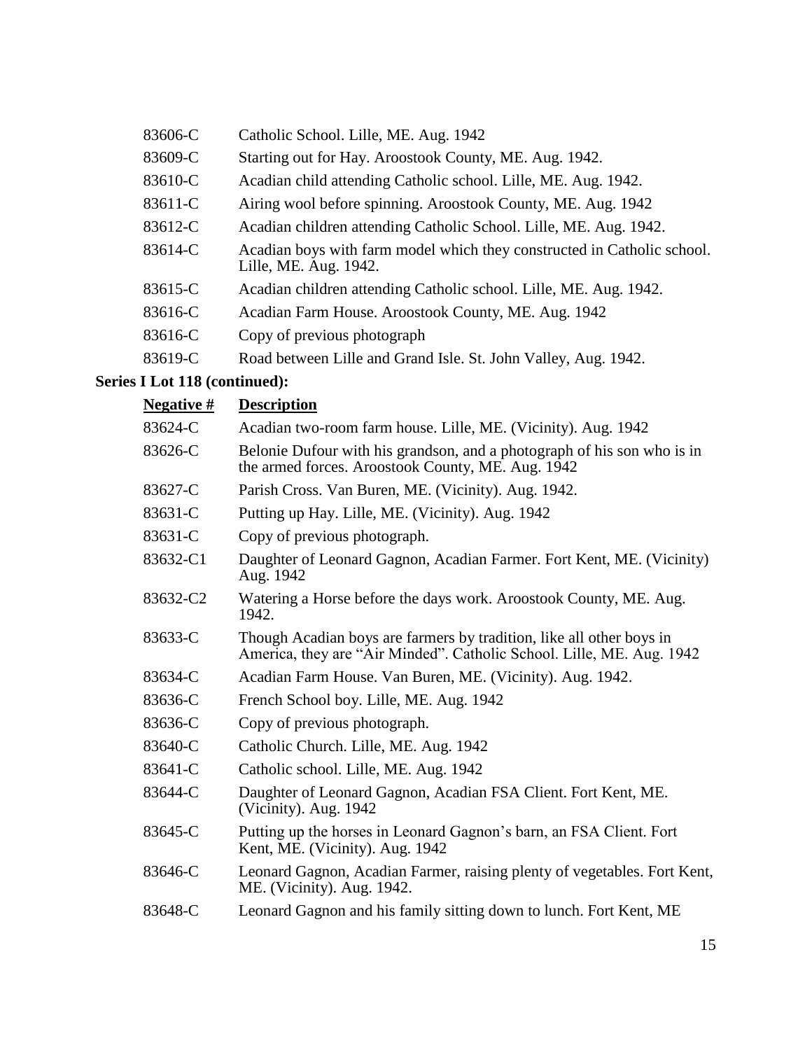| | |
|---|---|
| 83606-C | Catholic School. Lille, ME. Aug. 1942 |
| 83609-C | Starting out for Hay. Aroostook County, ME. Aug. 1942. |
| 83610-C | Acadian child attending Catholic school. Lille, ME. Aug. 1942. |
| 83611-C | Airing wool before spinning. Aroostook County, ME. Aug. 1942 |
| 83612-C | Acadian children attending Catholic School. Lille, ME. Aug. 1942. |
| 83614-C | Acadian boys with farm model which they constructed in Catholic school. Lille, ME. Aug. 1942. |
| 83615-C | Acadian children attending Catholic school. Lille, ME. Aug. 1942. |
| 83616-C | Acadian Farm House. Aroostook County, ME. Aug. 1942 |
| 83616-C | Copy of previous photograph |
| 83619-C | Road between Lille and Grand Isle. St. John Valley, Aug. 1942. |

**Series I Lot 118 (continued):**

| **Negative #** | **Description** |
|---|---|
| 83624-C | Acadian two-room farm house. Lille, ME. (Vicinity). Aug. 1942 |
| 83626-C | Belonie Dufour with his grandson, and a photograph of his son who is in the armed forces. Aroostook County, ME. Aug. 1942 |
| 83627-C | Parish Cross. Van Buren, ME. (Vicinity). Aug. 1942. |
| 83631-C | Putting up Hay. Lille, ME. (Vicinity). Aug. 1942 |
| 83631-C | Copy of previous photograph. |
| 83632-C1 | Daughter of Leonard Gagnon, Acadian Farmer. Fort Kent, ME. (Vicinity) Aug. 1942 |
| 83632-C2 | Watering a Horse before the days work. Aroostook County, ME. Aug. 1942. |
| 83633-C | Though Acadian boys are farmers by tradition, like all other boys in America, they are “Air Minded”. Catholic School. Lille, ME. Aug. 1942 |
| 83634-C | Acadian Farm House. Van Buren, ME. (Vicinity). Aug. 1942. |
| 83636-C | French School boy. Lille, ME. Aug. 1942 |
| 83636-C | Copy of previous photograph. |
| 83640-C | Catholic Church. Lille, ME. Aug. 1942 |
| 83641-C | Catholic school. Lille, ME. Aug. 1942 |
| 83644-C | Daughter of Leonard Gagnon, Acadian FSA Client. Fort Kent, ME. (Vicinity). Aug. 1942 |
| 83645-C | Putting up the horses in Leonard Gagnon’s barn, an FSA Client. Fort Kent, ME. (Vicinity). Aug. 1942 |
| 83646-C | Leonard Gagnon, Acadian Farmer, raising plenty of vegetables. Fort Kent, ME. (Vicinity). Aug. 1942. |
| 83648-C | Leonard Gagnon and his family sitting down to lunch. Fort Kent, ME |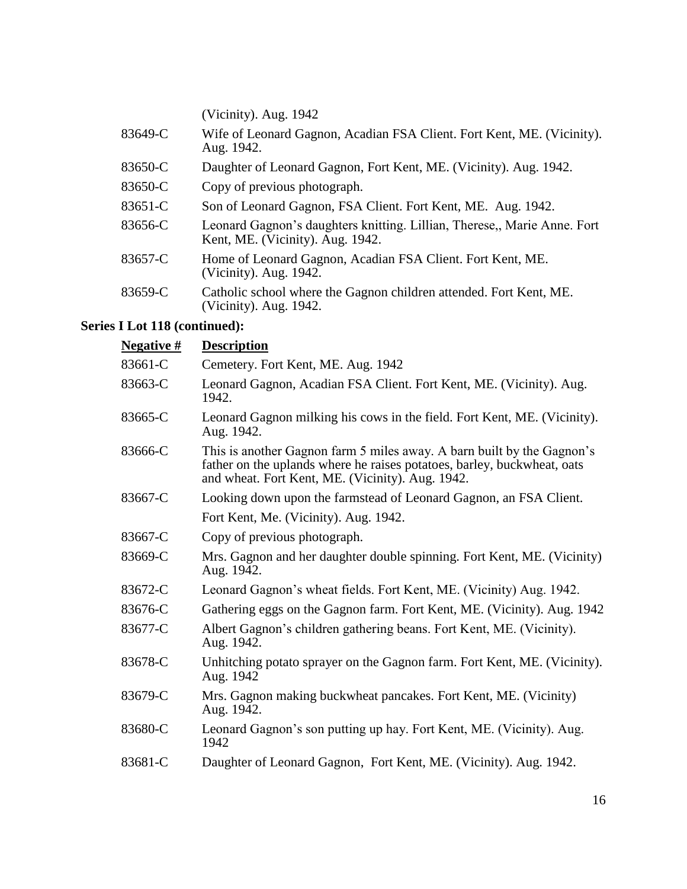| | |
|---|---|
| | (Vicinity). Aug. 1942 |
| 83649-C | Wife of Leonard Gagnon, Acadian FSA Client. Fort Kent, ME. (Vicinity). Aug. 1942. |
| 83650-C | Daughter of Leonard Gagnon, Fort Kent, ME. (Vicinity). Aug. 1942. |
| 83650-C | Copy of previous photograph. |
| 83651-C | Son of Leonard Gagnon, FSA Client. Fort Kent, ME.  Aug. 1942. |
| 83656-C | Leonard Gagnon's daughters knitting. Lillian, Therese,, Marie Anne. Fort Kent, ME. (Vicinity). Aug. 1942. |
| 83657-C | Home of Leonard Gagnon, Acadian FSA Client. Fort Kent, ME. (Vicinity). Aug. 1942. |
| 83659-C | Catholic school where the Gagnon children attended. Fort Kent, ME. (Vicinity). Aug. 1942. |

**Series I Lot 118 (continued):**

| **Negative #** | **Description** |
|---|---|
| 83661-C | Cemetery. Fort Kent, ME. Aug. 1942 |
| 83663-C | Leonard Gagnon, Acadian FSA Client. Fort Kent, ME. (Vicinity). Aug. 1942. |
| 83665-C | Leonard Gagnon milking his cows in the field. Fort Kent, ME. (Vicinity). Aug. 1942. |
| 83666-C | This is another Gagnon farm 5 miles away. A barn built by the Gagnon's father on the uplands where he raises potatoes, barley, buckwheat, oats and wheat. Fort Kent, ME. (Vicinity). Aug. 1942. |
| 83667-C | Looking down upon the farmstead of Leonard Gagnon, an FSA Client. Fort Kent, Me. (Vicinity). Aug. 1942. |
| 83667-C | Copy of previous photograph. |
| 83669-C | Mrs. Gagnon and her daughter double spinning. Fort Kent, ME. (Vicinity) Aug. 1942. |
| 83672-C | Leonard Gagnon's wheat fields. Fort Kent, ME. (Vicinity) Aug. 1942. |
| 83676-C | Gathering eggs on the Gagnon farm. Fort Kent, ME. (Vicinity). Aug. 1942 |
| 83677-C | Albert Gagnon's children gathering beans. Fort Kent, ME. (Vicinity). Aug. 1942. |
| 83678-C | Unhitching potato sprayer on the Gagnon farm. Fort Kent, ME. (Vicinity). Aug. 1942 |
| 83679-C | Mrs. Gagnon making buckwheat pancakes. Fort Kent, ME. (Vicinity) Aug. 1942. |
| 83680-C | Leonard Gagnon's son putting up hay. Fort Kent, ME. (Vicinity). Aug. 1942 |
| 83681-C | Daughter of Leonard Gagnon,  Fort Kent, ME. (Vicinity). Aug. 1942. |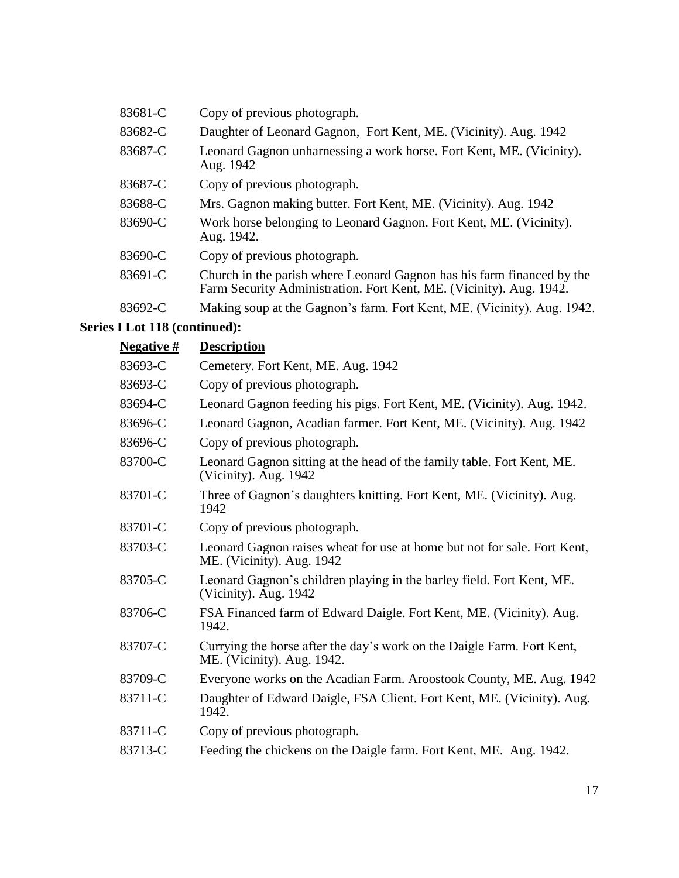| | |
|---|---|
| 83681-C | Copy of previous photograph. |
| 83682-C | Daughter of Leonard Gagnon, Fort Kent, ME. (Vicinity). Aug. 1942 |
| 83687-C | Leonard Gagnon unharnessing a work horse. Fort Kent, ME. (Vicinity). Aug. 1942 |
| 83687-C | Copy of previous photograph. |
| 83688-C | Mrs. Gagnon making butter. Fort Kent, ME. (Vicinity). Aug. 1942 |
| 83690-C | Work horse belonging to Leonard Gagnon. Fort Kent, ME. (Vicinity). Aug. 1942. |
| 83690-C | Copy of previous photograph. |
| 83691-C | Church in the parish where Leonard Gagnon has his farm financed by the Farm Security Administration. Fort Kent, ME. (Vicinity). Aug. 1942. |
| 83692-C | Making soup at the Gagnon's farm. Fort Kent, ME. (Vicinity). Aug. 1942. |

**Series I Lot 118 (continued):**

| **Negative #** | **Description** |
|---|---|
| 83693-C | Cemetery. Fort Kent, ME. Aug. 1942 |
| 83693-C | Copy of previous photograph. |
| 83694-C | Leonard Gagnon feeding his pigs. Fort Kent, ME. (Vicinity). Aug. 1942. |
| 83696-C | Leonard Gagnon, Acadian farmer. Fort Kent, ME. (Vicinity). Aug. 1942 |
| 83696-C | Copy of previous photograph. |
| 83700-C | Leonard Gagnon sitting at the head of the family table. Fort Kent, ME. (Vicinity). Aug. 1942 |
| 83701-C | Three of Gagnon's daughters knitting. Fort Kent, ME. (Vicinity). Aug. 1942 |
| 83701-C | Copy of previous photograph. |
| 83703-C | Leonard Gagnon raises wheat for use at home but not for sale. Fort Kent, ME. (Vicinity). Aug. 1942 |
| 83705-C | Leonard Gagnon's children playing in the barley field. Fort Kent, ME. (Vicinity). Aug. 1942 |
| 83706-C | FSA Financed farm of Edward Daigle. Fort Kent, ME. (Vicinity). Aug. 1942. |
| 83707-C | Currying the horse after the day's work on the Daigle Farm. Fort Kent, ME. (Vicinity). Aug. 1942. |
| 83709-C | Everyone works on the Acadian Farm. Aroostook County, ME. Aug. 1942 |
| 83711-C | Daughter of Edward Daigle, FSA Client. Fort Kent, ME. (Vicinity). Aug. 1942. |
| 83711-C | Copy of previous photograph. |
| 83713-C | Feeding the chickens on the Daigle farm. Fort Kent, ME. Aug. 1942. |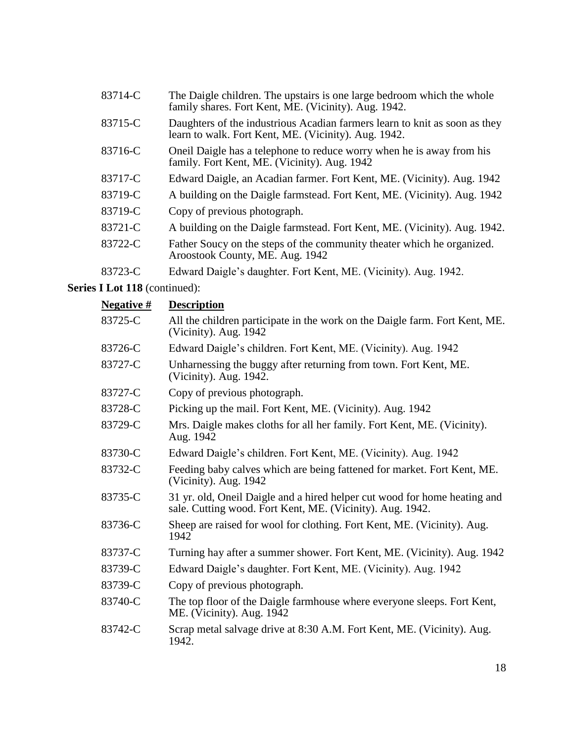| | |
|---|---|
| 83714-C | The Daigle children. The upstairs is one large bedroom which the whole family shares. Fort Kent, ME. (Vicinity). Aug. 1942. |
| 83715-C | Daughters of the industrious Acadian farmers learn to knit as soon as they learn to walk. Fort Kent, ME. (Vicinity). Aug. 1942. |
| 83716-C | Oneil Daigle has a telephone to reduce worry when he is away from his family. Fort Kent, ME. (Vicinity). Aug. 1942 |
| 83717-C | Edward Daigle, an Acadian farmer. Fort Kent, ME. (Vicinity). Aug. 1942 |
| 83719-C | A building on the Daigle farmstead. Fort Kent, ME. (Vicinity). Aug. 1942 |
| 83719-C | Copy of previous photograph. |
| 83721-C | A building on the Daigle farmstead. Fort Kent, ME. (Vicinity). Aug. 1942. |
| 83722-C | Father Soucy on the steps of the community theater which he organized. Aroostook County, ME. Aug. 1942 |
| 83723-C | Edward Daigle's daughter. Fort Kent, ME. (Vicinity). Aug. 1942. |

**Series I Lot 118** (continued):

| **Negative #** | **Description** |
|---|---|
| 83725-C | All the children participate in the work on the Daigle farm. Fort Kent, ME. (Vicinity). Aug. 1942 |
| 83726-C | Edward Daigle's children. Fort Kent, ME. (Vicinity). Aug. 1942 |
| 83727-C | Unharnessing the buggy after returning from town. Fort Kent, ME. (Vicinity). Aug. 1942. |
| 83727-C | Copy of previous photograph. |
| 83728-C | Picking up the mail. Fort Kent, ME. (Vicinity). Aug. 1942 |
| 83729-C | Mrs. Daigle makes cloths for all her family. Fort Kent, ME. (Vicinity). Aug. 1942 |
| 83730-C | Edward Daigle's children. Fort Kent, ME. (Vicinity). Aug. 1942 |
| 83732-C | Feeding baby calves which are being fattened for market. Fort Kent, ME. (Vicinity). Aug. 1942 |
| 83735-C | 31 yr. old, Oneil Daigle and a hired helper cut wood for home heating and sale. Cutting wood. Fort Kent, ME. (Vicinity). Aug. 1942. |
| 83736-C | Sheep are raised for wool for clothing. Fort Kent, ME. (Vicinity). Aug. 1942 |
| 83737-C | Turning hay after a summer shower. Fort Kent, ME. (Vicinity). Aug. 1942 |
| 83739-C | Edward Daigle's daughter. Fort Kent, ME. (Vicinity). Aug. 1942 |
| 83739-C | Copy of previous photograph. |
| 83740-C | The top floor of the Daigle farmhouse where everyone sleeps. Fort Kent, ME. (Vicinity). Aug. 1942 |
| 83742-C | Scrap metal salvage drive at 8:30 A.M. Fort Kent, ME. (Vicinity). Aug. 1942. |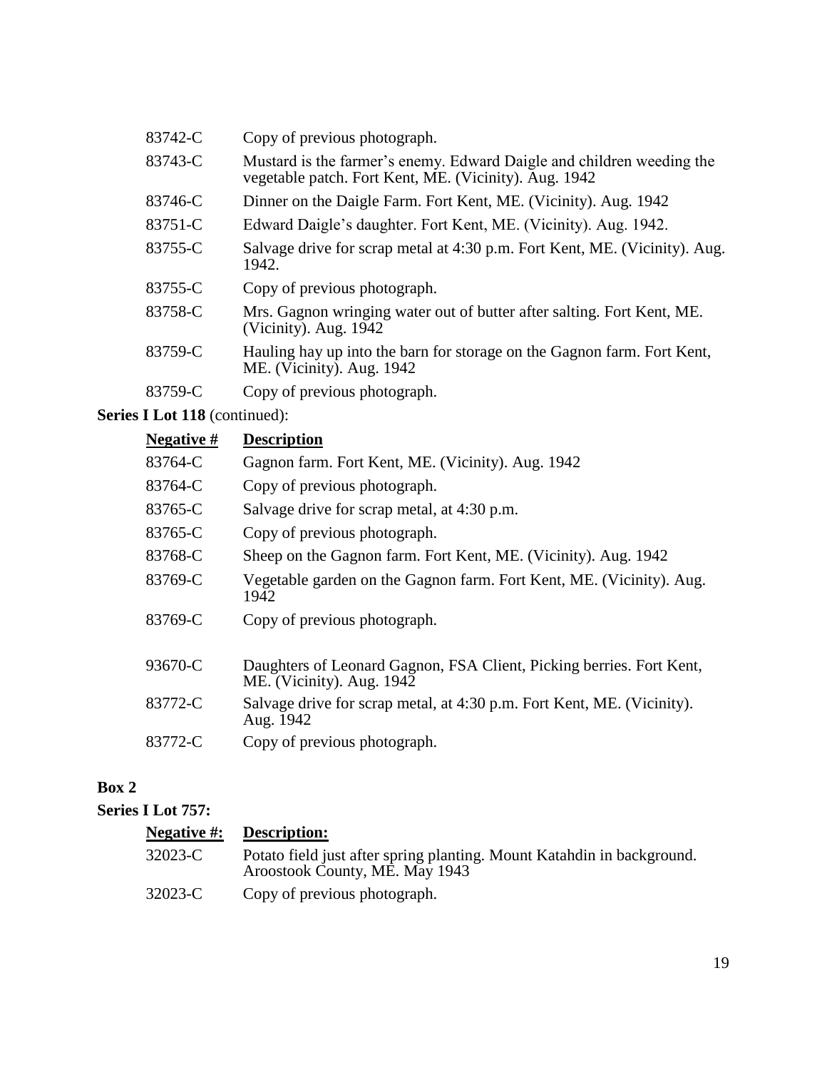| | |
|---|---|
| 83742-C | Copy of previous photograph. |
| 83743-C | Mustard is the farmer's enemy. Edward Daigle and children weeding the vegetable patch. Fort Kent, ME. (Vicinity). Aug. 1942 |
| 83746-C | Dinner on the Daigle Farm. Fort Kent, ME. (Vicinity). Aug. 1942 |
| 83751-C | Edward Daigle's daughter. Fort Kent, ME. (Vicinity). Aug. 1942. |
| 83755-C | Salvage drive for scrap metal at 4:30 p.m. Fort Kent, ME. (Vicinity). Aug. 1942. |
| 83755-C | Copy of previous photograph. |
| 83758-C | Mrs. Gagnon wringing water out of butter after salting. Fort Kent, ME. (Vicinity). Aug. 1942 |
| 83759-C | Hauling hay up into the barn for storage on the Gagnon farm. Fort Kent, ME. (Vicinity). Aug. 1942 |
| 83759-C | Copy of previous photograph. |

**Series I Lot 118** (continued):

| Negative # | Description |
|---|---|
| 83764-C | Gagnon farm. Fort Kent, ME. (Vicinity). Aug. 1942 |
| 83764-C | Copy of previous photograph. |
| 83765-C | Salvage drive for scrap metal, at 4:30 p.m. |
| 83765-C | Copy of previous photograph. |
| 83768-C | Sheep on the Gagnon farm. Fort Kent, ME. (Vicinity). Aug. 1942 |
| 83769-C | Vegetable garden on the Gagnon farm. Fort Kent, ME. (Vicinity). Aug. 1942 |
| 83769-C | Copy of previous photograph. |
| 93670-C | Daughters of Leonard Gagnon, FSA Client, Picking berries. Fort Kent, ME. (Vicinity). Aug. 1942 |
| 83772-C | Salvage drive for scrap metal, at 4:30 p.m. Fort Kent, ME. (Vicinity). Aug. 1942 |
| 83772-C | Copy of previous photograph. |

**Box 2**

**Series I Lot 757:**

| Negative #: | Description: |
|---|---|
| 32023-C | Potato field just after spring planting. Mount Katahdin in background. Aroostook County, ME. May 1943 |
| 32023-C | Copy of previous photograph. |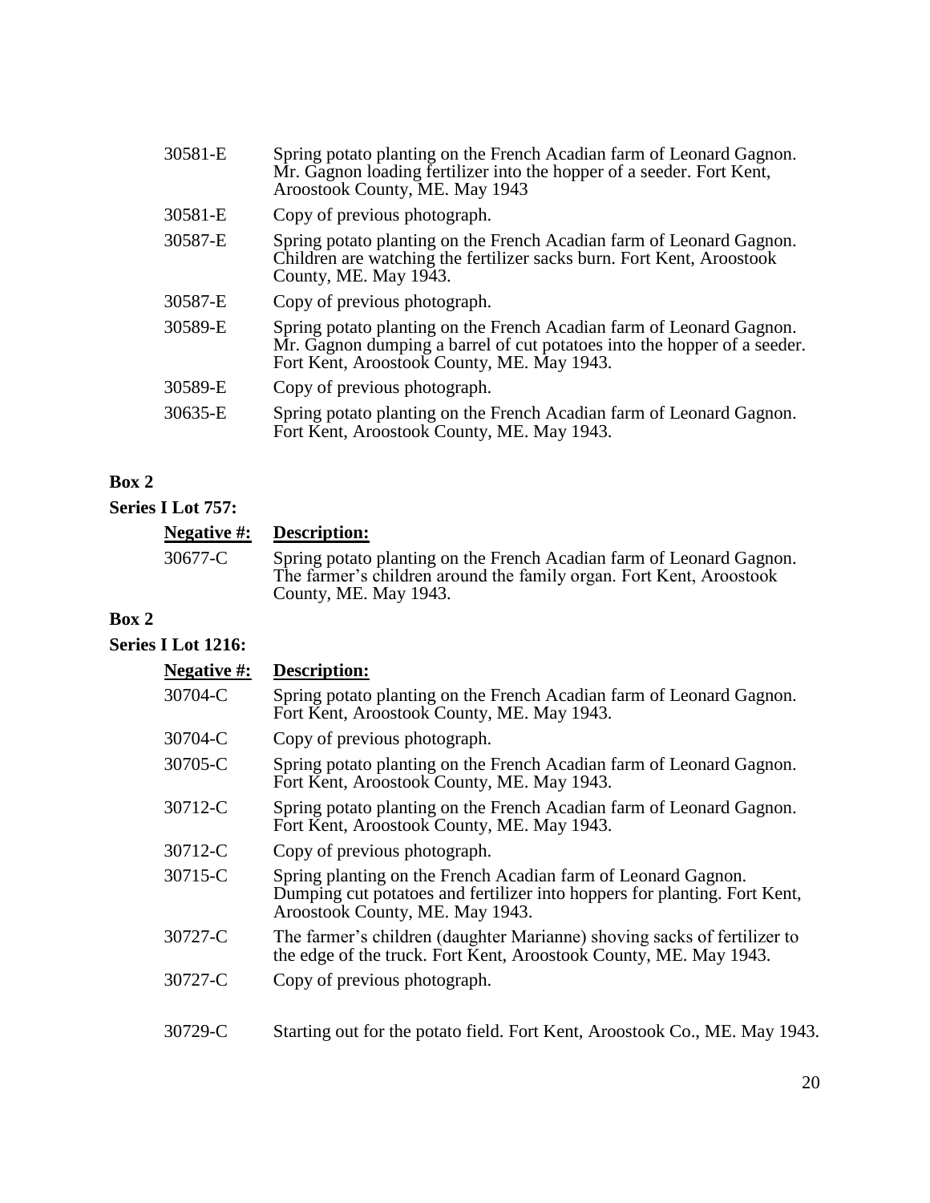| | |
|---|---|
| 30581-E | Spring potato planting on the French Acadian farm of Leonard Gagnon. Mr. Gagnon loading fertilizer into the hopper of a seeder. Fort Kent, Aroostook County, ME. May 1943 |
| 30581-E | Copy of previous photograph. |
| 30587-E | Spring potato planting on the French Acadian farm of Leonard Gagnon. Children are watching the fertilizer sacks burn. Fort Kent, Aroostook County, ME. May 1943. |
| 30587-E | Copy of previous photograph. |
| 30589-E | Spring potato planting on the French Acadian farm of Leonard Gagnon. Mr. Gagnon dumping a barrel of cut potatoes into the hopper of a seeder. Fort Kent, Aroostook County, ME. May 1943. |
| 30589-E | Copy of previous photograph. |
| 30635-E | Spring potato planting on the French Acadian farm of Leonard Gagnon. Fort Kent, Aroostook County, ME. May 1943. |

**Box 2**

**Series I Lot 757:**

| Negative #: | Description: |
|---|---|
| 30677-C | Spring potato planting on the French Acadian farm of Leonard Gagnon. The farmer's children around the family organ. Fort Kent, Aroostook County, ME. May 1943. |

**Box 2**

**Series I Lot 1216:**

| Negative #: | Description: |
|---|---|
| 30704-C | Spring potato planting on the French Acadian farm of Leonard Gagnon. Fort Kent, Aroostook County, ME. May 1943. |
| 30704-C | Copy of previous photograph. |
| 30705-C | Spring potato planting on the French Acadian farm of Leonard Gagnon. Fort Kent, Aroostook County, ME. May 1943. |
| 30712-C | Spring potato planting on the French Acadian farm of Leonard Gagnon. Fort Kent, Aroostook County, ME. May 1943. |
| 30712-C | Copy of previous photograph. |
| 30715-C | Spring planting on the French Acadian farm of Leonard Gagnon. Dumping cut potatoes and fertilizer into hoppers for planting. Fort Kent, Aroostook County, ME. May 1943. |
| 30727-C | The farmer's children (daughter Marianne) shoving sacks of fertilizer to the edge of the truck. Fort Kent, Aroostook County, ME. May 1943. |
| 30727-C | Copy of previous photograph. |
| 30729-C | Starting out for the potato field. Fort Kent, Aroostook Co., ME. May 1943. |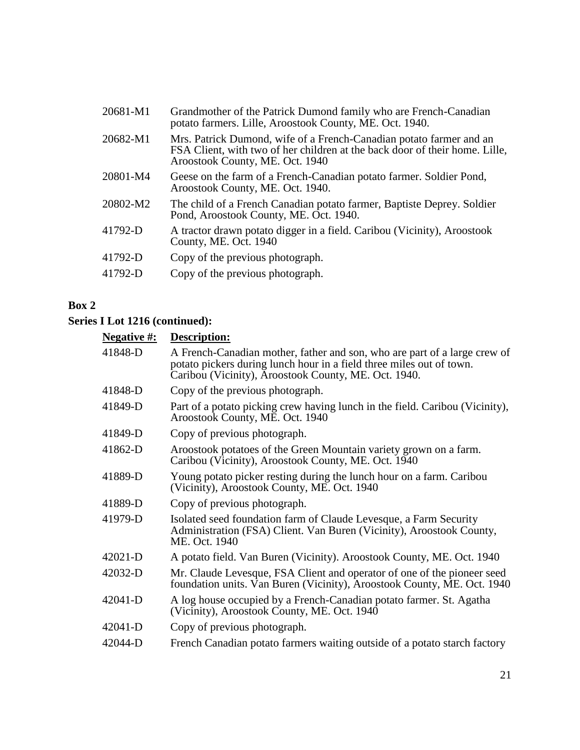| | |
|---|---|
| 20681-M1 | Grandmother of the Patrick Dumond family who are French-Canadian potato farmers. Lille, Aroostook County, ME. Oct. 1940. |
| 20682-M1 | Mrs. Patrick Dumond, wife of a French-Canadian potato farmer and an FSA Client, with two of her children at the back door of their home. Lille, Aroostook County, ME. Oct. 1940 |
| 20801-M4 | Geese on the farm of a French-Canadian potato farmer. Soldier Pond, Aroostook County, ME. Oct. 1940. |
| 20802-M2 | The child of a French Canadian potato farmer, Baptiste Deprey. Soldier Pond, Aroostook County, ME. Oct. 1940. |
| 41792-D | A tractor drawn potato digger in a field. Caribou (Vicinity), Aroostook County, ME. Oct. 1940 |
| 41792-D | Copy of the previous photograph. |
| 41792-D | Copy of the previous photograph. |

**Box 2**

**Series I Lot 1216 (continued):**

| Negative #: | Description: |
|---|---|
| 41848-D | A French-Canadian mother, father and son, who are part of a large crew of potato pickers during lunch hour in a field three miles out of town. Caribou (Vicinity), Aroostook County, ME. Oct. 1940. |
| 41848-D | Copy of the previous photograph. |
| 41849-D | Part of a potato picking crew having lunch in the field. Caribou (Vicinity), Aroostook County, ME. Oct. 1940 |
| 41849-D | Copy of previous photograph. |
| 41862-D | Aroostook potatoes of the Green Mountain variety grown on a farm. Caribou (Vicinity), Aroostook County, ME. Oct. 1940 |
| 41889-D | Young potato picker resting during the lunch hour on a farm. Caribou (Vicinity), Aroostook County, ME. Oct. 1940 |
| 41889-D | Copy of previous photograph. |
| 41979-D | Isolated seed foundation farm of Claude Levesque, a Farm Security Administration (FSA) Client. Van Buren (Vicinity), Aroostook County, ME. Oct. 1940 |
| 42021-D | A potato field. Van Buren (Vicinity). Aroostook County, ME. Oct. 1940 |
| 42032-D | Mr. Claude Levesque, FSA Client and operator of one of the pioneer seed foundation units. Van Buren (Vicinity), Aroostook County, ME. Oct. 1940 |
| 42041-D | A log house occupied by a French-Canadian potato farmer. St. Agatha (Vicinity), Aroostook County, ME. Oct. 1940 |
| 42041-D | Copy of previous photograph. |
| 42044-D | French Canadian potato farmers waiting outside of a potato starch factory |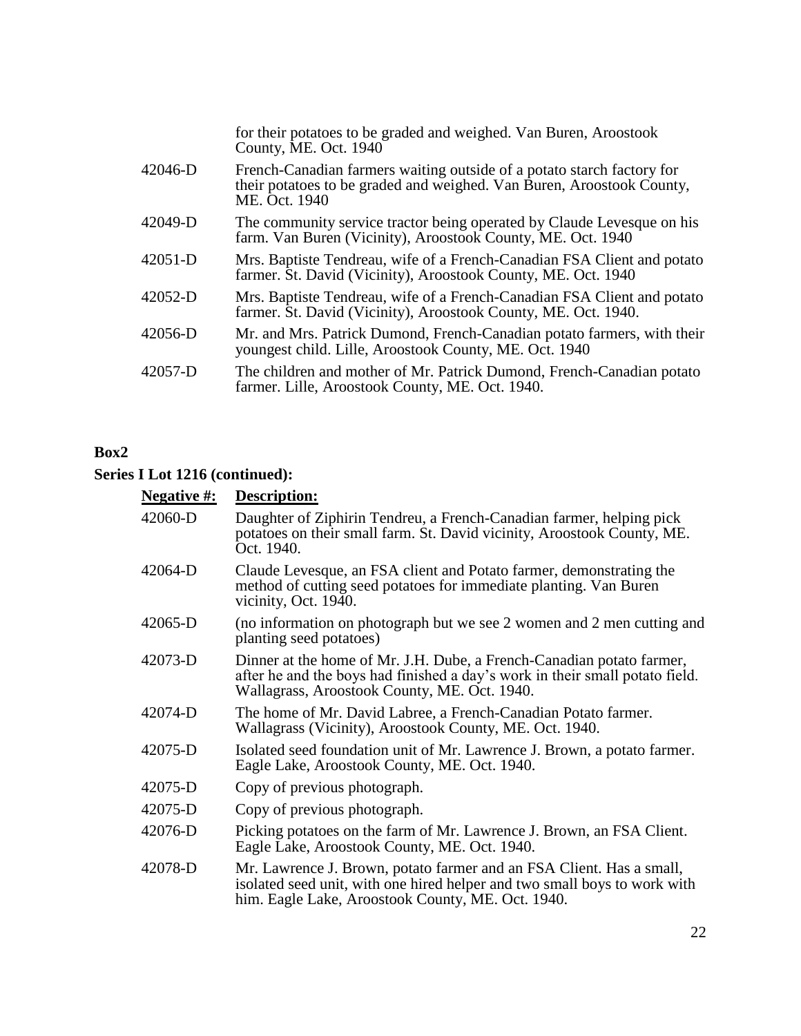| | |
|---|---|
| | for their potatoes to be graded and weighed. Van Buren, Aroostook County, ME. Oct. 1940 |
| 42046-D | French-Canadian farmers waiting outside of a potato starch factory for their potatoes to be graded and weighed. Van Buren, Aroostook County, ME. Oct. 1940 |
| 42049-D | The community service tractor being operated by Claude Levesque on his farm. Van Buren (Vicinity), Aroostook County, ME. Oct. 1940 |
| 42051-D | Mrs. Baptiste Tendreau, wife of a French-Canadian FSA Client and potato farmer. St. David (Vicinity), Aroostook County, ME. Oct. 1940 |
| 42052-D | Mrs. Baptiste Tendreau, wife of a French-Canadian FSA Client and potato farmer. St. David (Vicinity), Aroostook County, ME. Oct. 1940. |
| 42056-D | Mr. and Mrs. Patrick Dumond, French-Canadian potato farmers, with their youngest child. Lille, Aroostook County, ME. Oct. 1940 |
| 42057-D | The children and mother of Mr. Patrick Dumond, French-Canadian potato farmer. Lille, Aroostook County, ME. Oct. 1940. |

**Box2**

**Series I Lot 1216 (continued):**

| **Negative #:** | **Description:** |
|---|---|
| 42060-D | Daughter of Ziphirin Tendreu, a French-Canadian farmer, helping pick potatoes on their small farm. St. David vicinity, Aroostook County, ME. Oct. 1940. |
| 42064-D | Claude Levesque, an FSA client and Potato farmer, demonstrating the method of cutting seed potatoes for immediate planting. Van Buren vicinity, Oct. 1940. |
| 42065-D | (no information on photograph but we see 2 women and 2 men cutting and planting seed potatoes) |
| 42073-D | Dinner at the home of Mr. J.H. Dube, a French-Canadian potato farmer, after he and the boys had finished a day's work in their small potato field. Wallagrass, Aroostook County, ME. Oct. 1940. |
| 42074-D | The home of Mr. David Labree, a French-Canadian Potato farmer. Wallagrass (Vicinity), Aroostook County, ME. Oct. 1940. |
| 42075-D | Isolated seed foundation unit of Mr. Lawrence J. Brown, a potato farmer. Eagle Lake, Aroostook County, ME. Oct. 1940. |
| 42075-D | Copy of previous photograph. |
| 42075-D | Copy of previous photograph. |
| 42076-D | Picking potatoes on the farm of Mr. Lawrence J. Brown, an FSA Client. Eagle Lake, Aroostook County, ME. Oct. 1940. |
| 42078-D | Mr. Lawrence J. Brown, potato farmer and an FSA Client. Has a small, isolated seed unit, with one hired helper and two small boys to work with him. Eagle Lake, Aroostook County, ME. Oct. 1940. |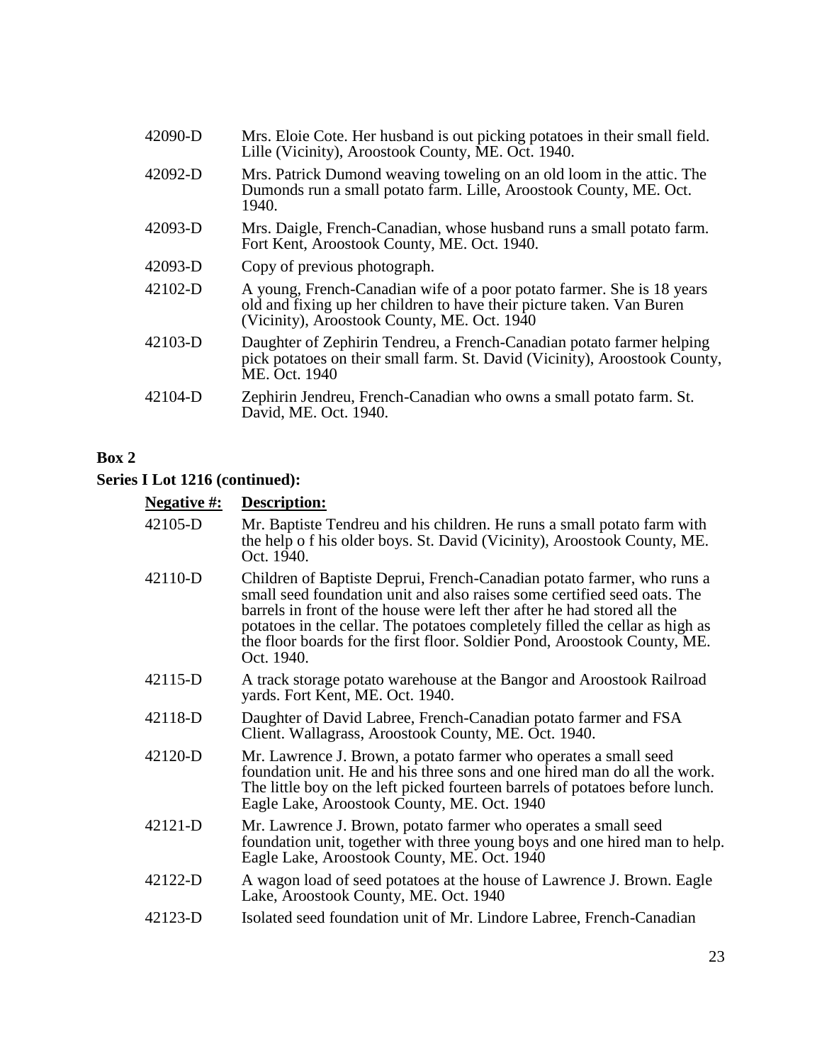| | |
|---|---|
| 42090-D | Mrs. Eloie Cote. Her husband is out picking potatoes in their small field. Lille (Vicinity), Aroostook County, ME. Oct. 1940. |
| 42092-D | Mrs. Patrick Dumond weaving toweling on an old loom in the attic. The Dumonds run a small potato farm. Lille, Aroostook County, ME. Oct. 1940. |
| 42093-D | Mrs. Daigle, French-Canadian, whose husband runs a small potato farm. Fort Kent, Aroostook County, ME. Oct. 1940. |
| 42093-D | Copy of previous photograph. |
| 42102-D | A young, French-Canadian wife of a poor potato farmer. She is 18 years old and fixing up her children to have their picture taken. Van Buren (Vicinity), Aroostook County, ME. Oct. 1940 |
| 42103-D | Daughter of Zephirin Tendreu, a French-Canadian potato farmer helping pick potatoes on their small farm. St. David (Vicinity), Aroostook County, ME. Oct. 1940 |
| 42104-D | Zephirin Jendreu, French-Canadian who owns a small potato farm. St. David, ME. Oct. 1940. |

**Box 2**

**Series I Lot 1216 (continued):**

| **Negative #:** | **Description:** |
|---|---|
| 42105-D | Mr. Baptiste Tendreu and his children. He runs a small potato farm with the help o f his older boys. St. David (Vicinity), Aroostook County, ME. Oct. 1940. |
| 42110-D | Children of Baptiste Deprui, French-Canadian potato farmer, who runs a small seed foundation unit and also raises some certified seed oats. The barrels in front of the house were left ther after he had stored all the potatoes in the cellar. The potatoes completely filled the cellar as high as the floor boards for the first floor. Soldier Pond, Aroostook County, ME. Oct. 1940. |
| 42115-D | A track storage potato warehouse at the Bangor and Aroostook Railroad yards. Fort Kent, ME. Oct. 1940. |
| 42118-D | Daughter of David Labree, French-Canadian potato farmer and FSA Client. Wallagrass, Aroostook County, ME. Oct. 1940. |
| 42120-D | Mr. Lawrence J. Brown, a potato farmer who operates a small seed foundation unit. He and his three sons and one hired man do all the work. The little boy on the left picked fourteen barrels of potatoes before lunch. Eagle Lake, Aroostook County, ME. Oct. 1940 |
| 42121-D | Mr. Lawrence J. Brown, potato farmer who operates a small seed foundation unit, together with three young boys and one hired man to help. Eagle Lake, Aroostook County, ME. Oct. 1940 |
| 42122-D | A wagon load of seed potatoes at the house of Lawrence J. Brown. Eagle Lake, Aroostook County, ME. Oct. 1940 |
| 42123-D | Isolated seed foundation unit of Mr. Lindore Labree, French-Canadian |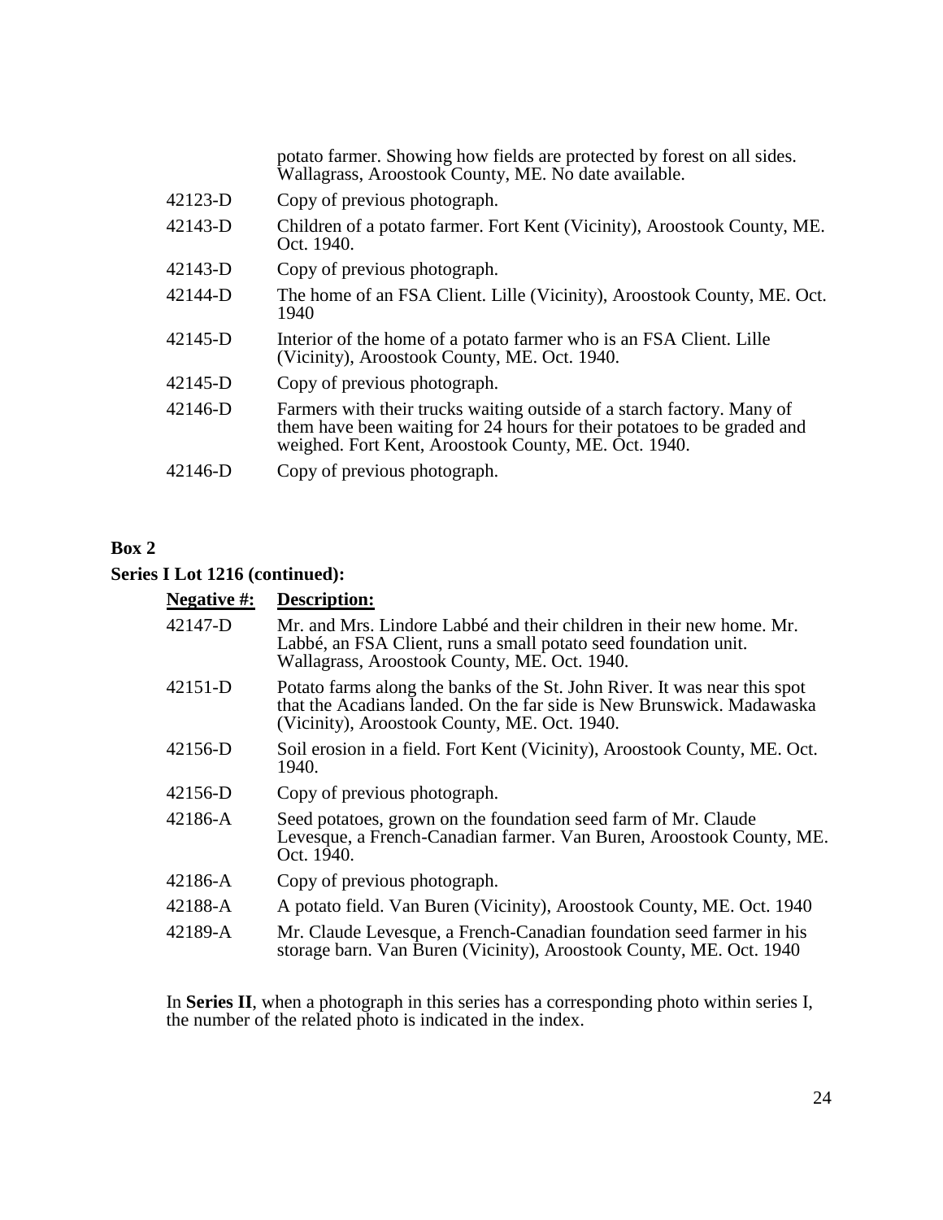| | |
|---|---|
| | potato farmer. Showing how fields are protected by forest on all sides. Wallagrass, Aroostook County, ME. No date available. |
| 42123-D | Copy of previous photograph. |
| 42143-D | Children of a potato farmer. Fort Kent (Vicinity), Aroostook County, ME. Oct. 1940. |
| 42143-D | Copy of previous photograph. |
| 42144-D | The home of an FSA Client. Lille (Vicinity), Aroostook County, ME. Oct. 1940 |
| 42145-D | Interior of the home of a potato farmer who is an FSA Client. Lille (Vicinity), Aroostook County, ME. Oct. 1940. |
| 42145-D | Copy of previous photograph. |
| 42146-D | Farmers with their trucks waiting outside of a starch factory. Many of them have been waiting for 24 hours for their potatoes to be graded and weighed. Fort Kent, Aroostook County, ME. Oct. 1940. |
| 42146-D | Copy of previous photograph. |

**Box 2**

**Series I Lot 1216 (continued):**

| Negative #: | Description: |
|---|---|
| 42147-D | Mr. and Mrs. Lindore Labbé and their children in their new home. Mr. Labbé, an FSA Client, runs a small potato seed foundation unit. Wallagrass, Aroostook County, ME. Oct. 1940. |
| 42151-D | Potato farms along the banks of the St. John River. It was near this spot that the Acadians landed. On the far side is New Brunswick. Madawaska (Vicinity), Aroostook County, ME. Oct. 1940. |
| 42156-D | Soil erosion in a field. Fort Kent (Vicinity), Aroostook County, ME. Oct. 1940. |
| 42156-D | Copy of previous photograph. |
| 42186-A | Seed potatoes, grown on the foundation seed farm of Mr. Claude Levesque, a French-Canadian farmer. Van Buren, Aroostook County, ME. Oct. 1940. |
| 42186-A | Copy of previous photograph. |
| 42188-A | A potato field. Van Buren (Vicinity), Aroostook County, ME. Oct. 1940 |
| 42189-A | Mr. Claude Levesque, a French-Canadian foundation seed farmer in his storage barn. Van Buren (Vicinity), Aroostook County, ME. Oct. 1940 |

In **Series II**, when a photograph in this series has a corresponding photo within series I, the number of the related photo is indicated in the index.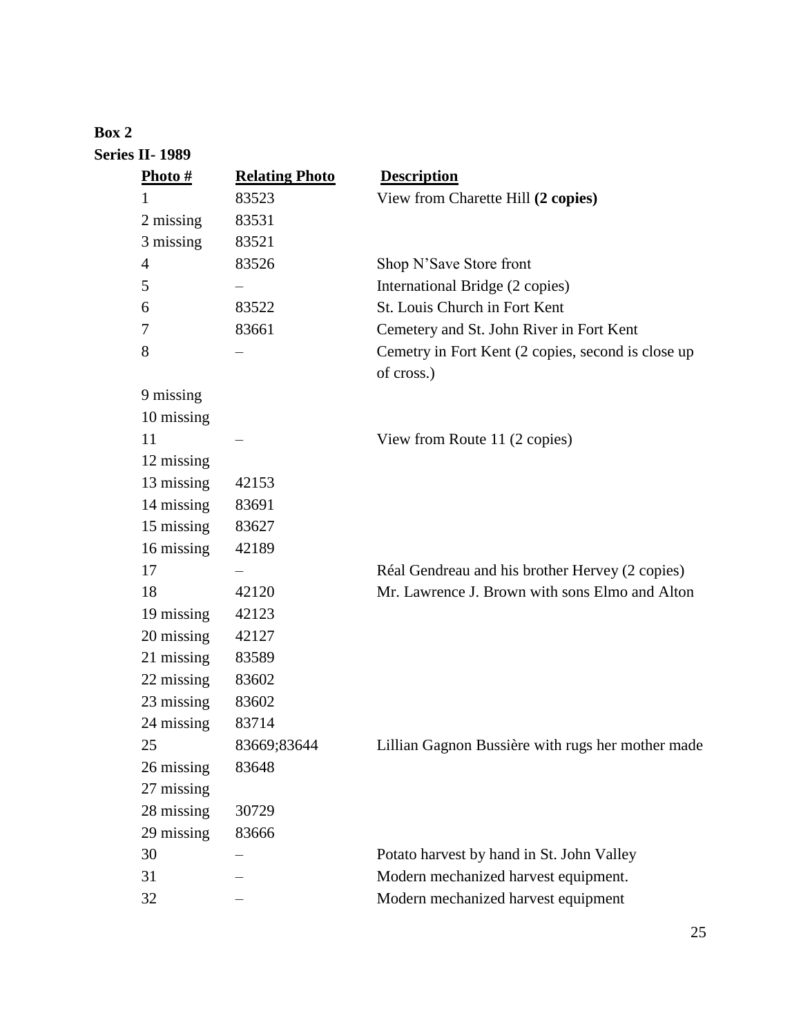**Box 2**

**Series II- 1989**

| Photo # | Relating Photo | Description |
|---|---|---|
| 1 | 83523 | View from Charette Hill **(2 copies)** |
| 2 missing | 83531 | |
| 3 missing | 83521 | |
| 4 | 83526 | Shop N'Save Store front |
| 5 | – | International Bridge (2 copies) |
| 6 | 83522 | St. Louis Church in Fort Kent |
| 7 | 83661 | Cemetery and St. John River in Fort Kent |
| 8 | – | Cemetry in Fort Kent (2 copies, second is close up of cross.) |
| 9 missing | | |
| 10 missing | | |
| 11 | – | View from Route 11 (2 copies) |
| 12 missing | | |
| 13 missing | 42153 | |
| 14 missing | 83691 | |
| 15 missing | 83627 | |
| 16 missing | 42189 | |
| 17 | – | Réal Gendreau and his brother Hervey (2 copies) |
| 18 | 42120 | Mr. Lawrence J. Brown with sons Elmo and Alton |
| 19 missing | 42123 | |
| 20 missing | 42127 | |
| 21 missing | 83589 | |
| 22 missing | 83602 | |
| 23 missing | 83602 | |
| 24 missing | 83714 | |
| 25 | 83669;83644 | Lillian Gagnon Bussière with rugs her mother made |
| 26 missing | 83648 | |
| 27 missing | | |
| 28 missing | 30729 | |
| 29 missing | 83666 | |
| 30 | – | Potato harvest by hand in St. John Valley |
| 31 | – | Modern mechanized harvest equipment. |
| 32 | – | Modern mechanized harvest equipment |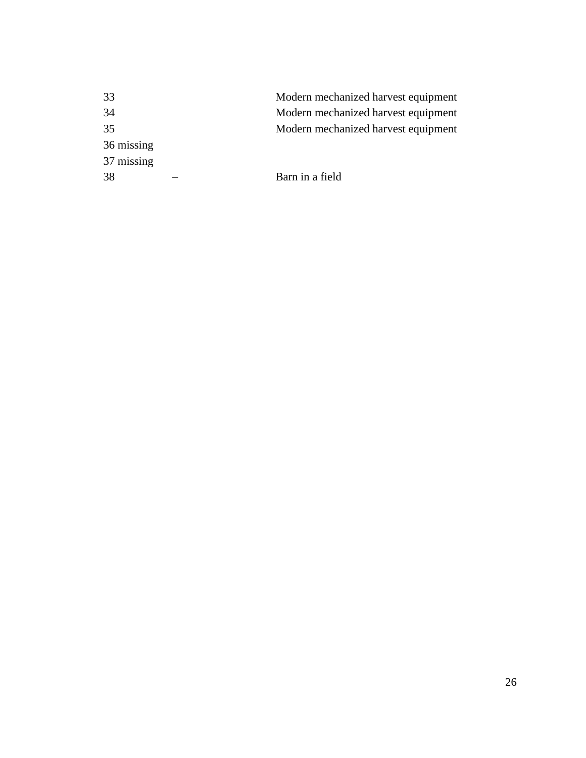| | | |
|---|---|---|
| 33 | | Modern mechanized harvest equipment |
| 34 | | Modern mechanized harvest equipment |
| 35 | | Modern mechanized harvest equipment |
| 36 missing | | |
| 37 missing | | |
| 38 | – | Barn in a field |